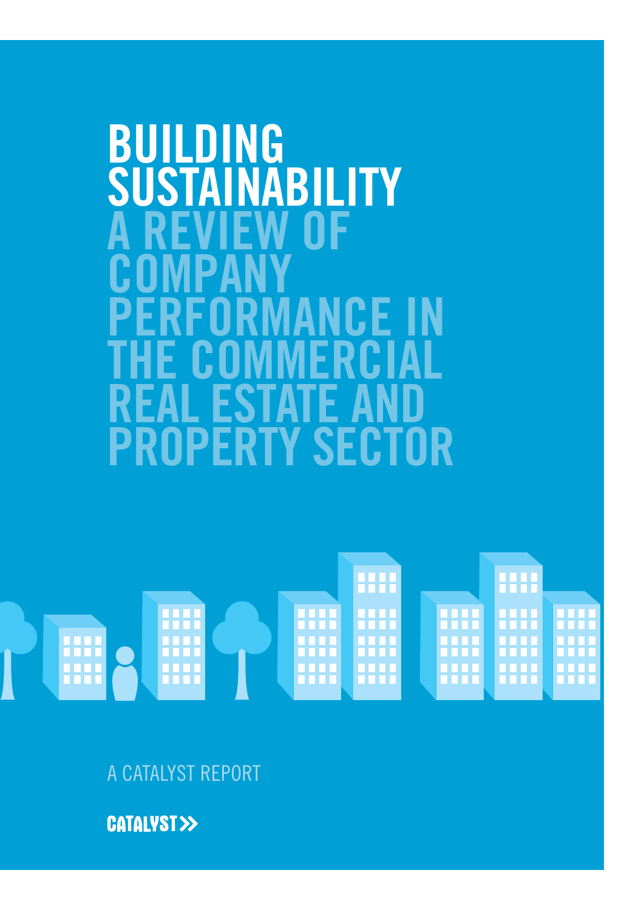# BUILDING SUSTAINABILITY

## A REVIEW OF COMPANY PERFORMANCE IN THE COMMERCIAL REAL ESTATE AND PROPERTY SECTOR

A CATALYST REPORT

CATALYST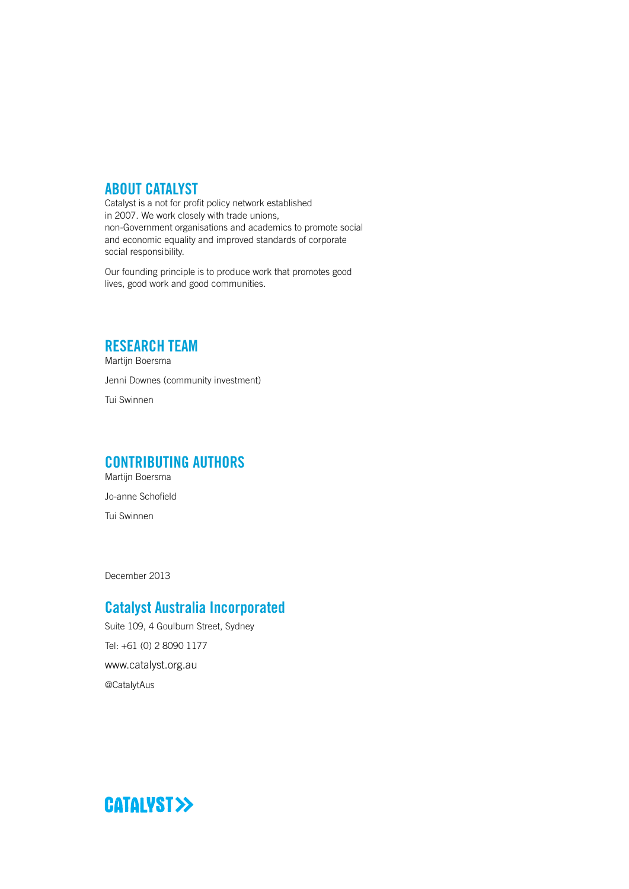## ABOUT CATALYST

Catalyst is a not for profit policy network established in 2007. We work closely with trade unions, non-Government organisations and academics to promote social and economic equality and improved standards of corporate social responsibility.

Our founding principle is to produce work that promotes good lives, good work and good communities.

## RESEARCH TEAM

Martijn Boersma

Jenni Downes (community investment)

Tui Swinnen

## CONTRIBUTING AUTHORS

Martijn Boersma

Jo-anne Schofield

Tui Swinnen

December 2013

## Catalyst Australia Incorporated

Suite 109, 4 Goulburn Street, Sydney

Tel: +61 (0) 2 8090 1177

www.catalyst.org.au

@CatalytAus

CATALYST>>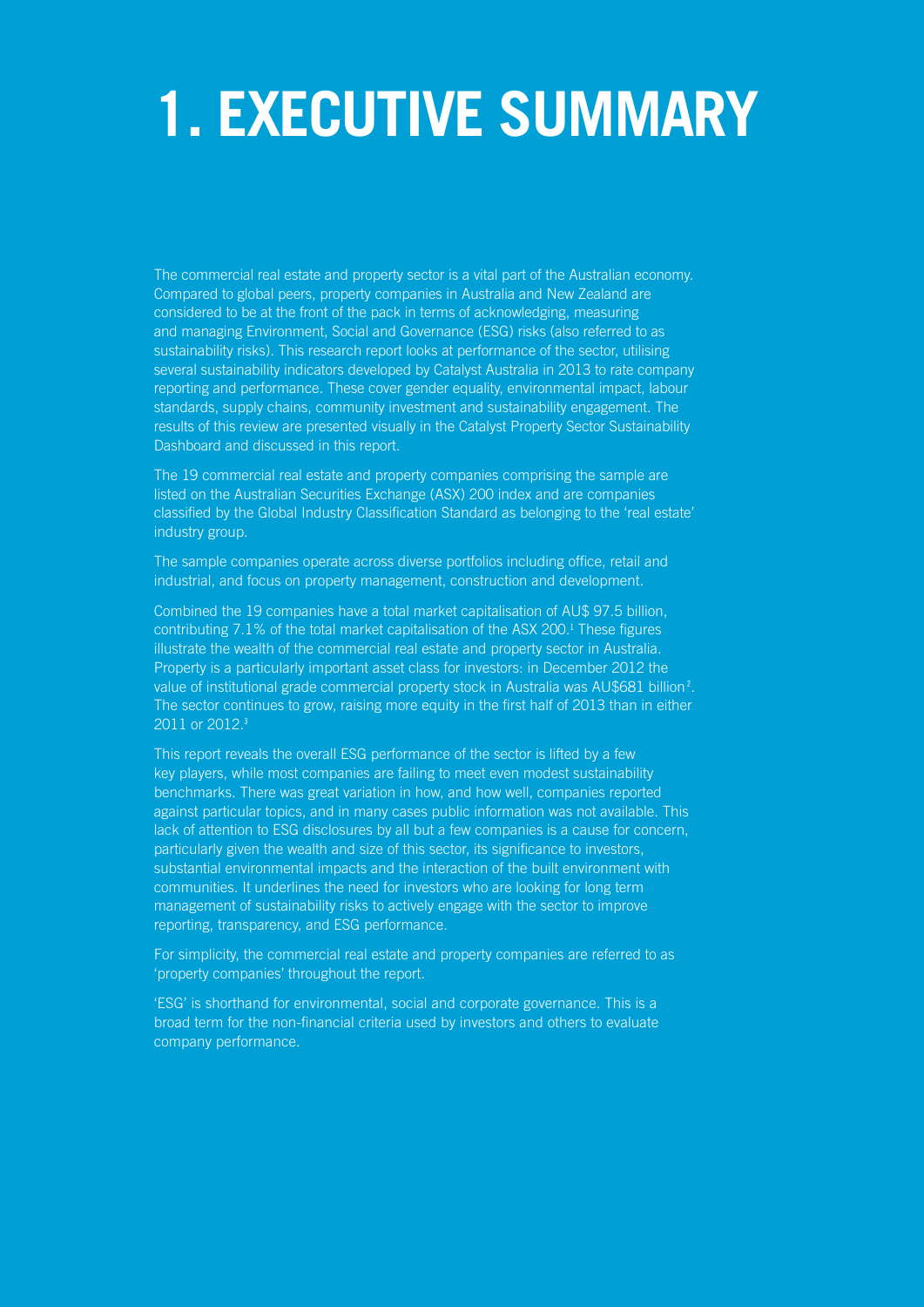# 1. EXECUTIVE SUMMARY

The commercial real estate and property sector is a vital part of the Australian economy. Compared to global peers, property companies in Australia and New Zealand are considered to be at the front of the pack in terms of acknowledging, measuring and managing Environment, Social and Governance (ESG) risks (also referred to as sustainability risks). This research report looks at performance of the sector, utilising several sustainability indicators developed by Catalyst Australia in 2013 to rate company reporting and performance. These cover gender equality, environmental impact, labour standards, supply chains, community investment and sustainability engagement. The results of this review are presented visually in the Catalyst Property Sector Sustainability Dashboard and discussed in this report.

The 19 commercial real estate and property companies comprising the sample are listed on the Australian Securities Exchange (ASX) 200 index and are companies classified by the Global Industry Classification Standard as belonging to the 'real estate' industry group.

The sample companies operate across diverse portfolios including office, retail and industrial, and focus on property management, construction and development.

Combined the 19 companies have a total market capitalisation of AU$ 97.5 billion, contributing 7.1% of the total market capitalisation of the ASX 200.[1] These figures illustrate the wealth of the commercial real estate and property sector in Australia. Property is a particularly important asset class for investors: in December 2012 the value of institutional grade commercial property stock in Australia was AU$681 billion[2]. The sector continues to grow, raising more equity in the first half of 2013 than in either 2011 or 2012.[3]

This report reveals the overall ESG performance of the sector is lifted by a few key players, while most companies are failing to meet even modest sustainability benchmarks. There was great variation in how, and how well, companies reported against particular topics, and in many cases public information was not available. This lack of attention to ESG disclosures by all but a few companies is a cause for concern, particularly given the wealth and size of this sector, its significance to investors, substantial environmental impacts and the interaction of the built environment with communities. It underlines the need for investors who are looking for long term management of sustainability risks to actively engage with the sector to improve reporting, transparency, and ESG performance.

For simplicity, the commercial real estate and property companies are referred to as 'property companies' throughout the report.

'ESG' is shorthand for environmental, social and corporate governance. This is a broad term for the non-financial criteria used by investors and others to evaluate company performance.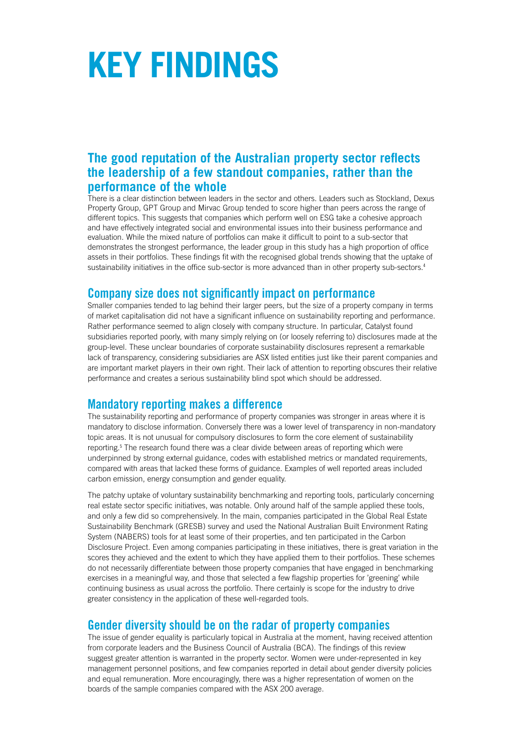# KEY FINDINGS

## The good reputation of the Australian property sector reflects the leadership of a few standout companies, rather than the performance of the whole

There is a clear distinction between leaders in the sector and others. Leaders such as Stockland, Dexus Property Group, GPT Group and Mirvac Group tended to score higher than peers across the range of different topics. This suggests that companies which perform well on ESG take a cohesive approach and have effectively integrated social and environmental issues into their business performance and evaluation. While the mixed nature of portfolios can make it difficult to point to a sub-sector that demonstrates the strongest performance, the leader group in this study has a high proportion of office assets in their portfolios. These findings fit with the recognised global trends showing that the uptake of sustainability initiatives in the office sub-sector is more advanced than in other property sub-sectors.[4]

## Company size does not significantly impact on performance

Smaller companies tended to lag behind their larger peers, but the size of a property company in terms of market capitalisation did not have a significant influence on sustainability reporting and performance. Rather performance seemed to align closely with company structure. In particular, Catalyst found subsidiaries reported poorly, with many simply relying on (or loosely referring to) disclosures made at the group-level. These unclear boundaries of corporate sustainability disclosures represent a remarkable lack of transparency, considering subsidiaries are ASX listed entities just like their parent companies and are important market players in their own right. Their lack of attention to reporting obscures their relative performance and creates a serious sustainability blind spot which should be addressed.

## Mandatory reporting makes a difference

The sustainability reporting and performance of property companies was stronger in areas where it is mandatory to disclose information. Conversely there was a lower level of transparency in non-mandatory topic areas. It is not unusual for compulsory disclosures to form the core element of sustainability reporting.[5] The research found there was a clear divide between areas of reporting which were underpinned by strong external guidance, codes with established metrics or mandated requirements, compared with areas that lacked these forms of guidance. Examples of well reported areas included carbon emission, energy consumption and gender equality.

The patchy uptake of voluntary sustainability benchmarking and reporting tools, particularly concerning real estate sector specific initiatives, was notable. Only around half of the sample applied these tools, and only a few did so comprehensively. In the main, companies participated in the Global Real Estate Sustainability Benchmark (GRESB) survey and used the National Australian Built Environment Rating System (NABERS) tools for at least some of their properties, and ten participated in the Carbon Disclosure Project. Even among companies participating in these initiatives, there is great variation in the scores they achieved and the extent to which they have applied them to their portfolios. These schemes do not necessarily differentiate between those property companies that have engaged in benchmarking exercises in a meaningful way, and those that selected a few flagship properties for 'greening' while continuing business as usual across the portfolio. There certainly is scope for the industry to drive greater consistency in the application of these well-regarded tools.

## Gender diversity should be on the radar of property companies

The issue of gender equality is particularly topical in Australia at the moment, having received attention from corporate leaders and the Business Council of Australia (BCA). The findings of this review suggest greater attention is warranted in the property sector. Women were under-represented in key management personnel positions, and few companies reported in detail about gender diversity policies and equal remuneration. More encouragingly, there was a higher representation of women on the boards of the sample companies compared with the ASX 200 average.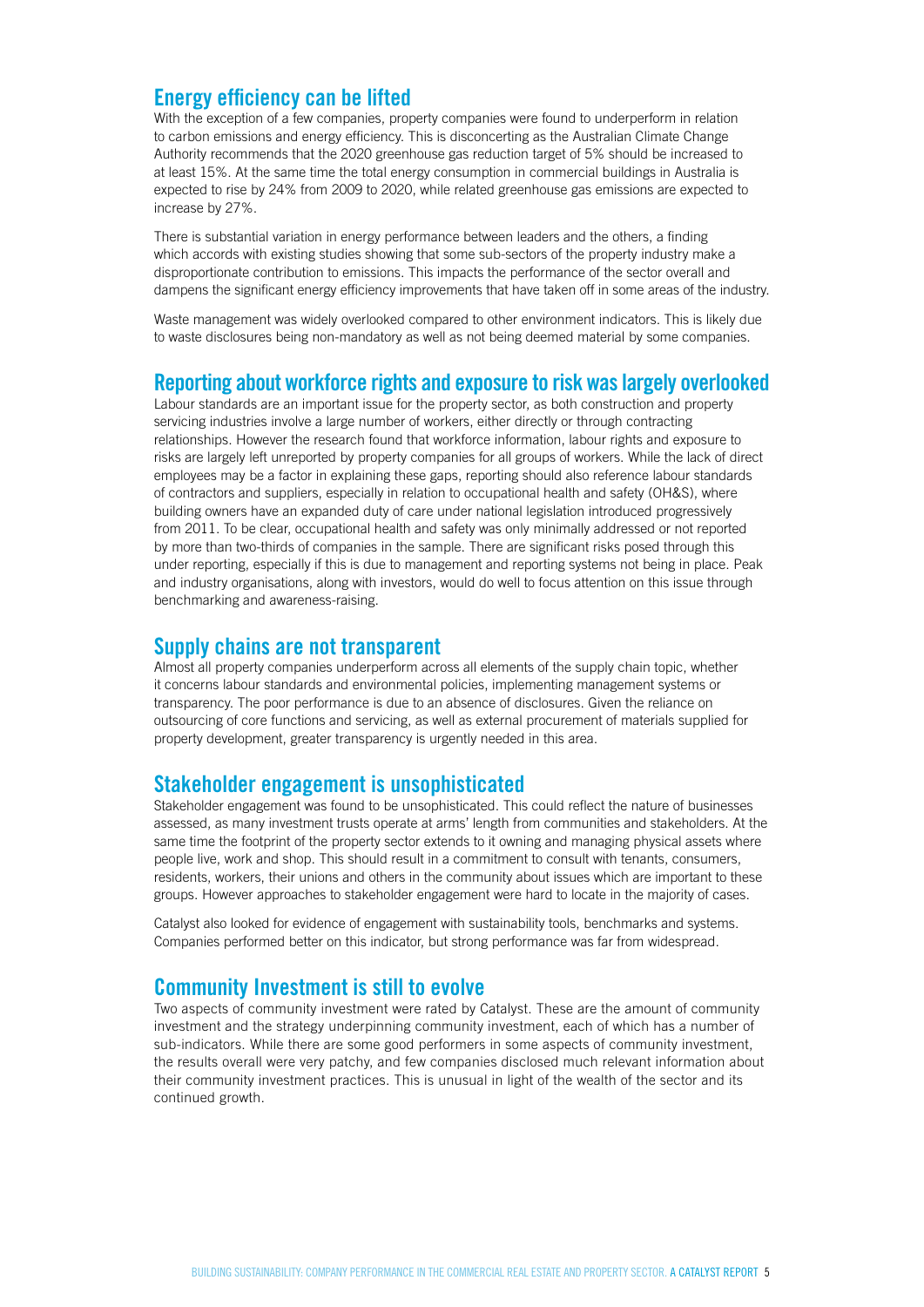## Energy efficiency can be lifted

With the exception of a few companies, property companies were found to underperform in relation to carbon emissions and energy efficiency. This is disconcerting as the Australian Climate Change Authority recommends that the 2020 greenhouse gas reduction target of 5% should be increased to at least 15%. At the same time the total energy consumption in commercial buildings in Australia is expected to rise by 24% from 2009 to 2020, while related greenhouse gas emissions are expected to increase by 27%.

There is substantial variation in energy performance between leaders and the others, a finding which accords with existing studies showing that some sub-sectors of the property industry make a disproportionate contribution to emissions. This impacts the performance of the sector overall and dampens the significant energy efficiency improvements that have taken off in some areas of the industry.

Waste management was widely overlooked compared to other environment indicators. This is likely due to waste disclosures being non-mandatory as well as not being deemed material by some companies.

## Reporting about workforce rights and exposure to risk was largely overlooked

Labour standards are an important issue for the property sector, as both construction and property servicing industries involve a large number of workers, either directly or through contracting relationships. However the research found that workforce information, labour rights and exposure to risks are largely left unreported by property companies for all groups of workers. While the lack of direct employees may be a factor in explaining these gaps, reporting should also reference labour standards of contractors and suppliers, especially in relation to occupational health and safety (OH&S), where building owners have an expanded duty of care under national legislation introduced progressively from 2011. To be clear, occupational health and safety was only minimally addressed or not reported by more than two-thirds of companies in the sample. There are significant risks posed through this under reporting, especially if this is due to management and reporting systems not being in place. Peak and industry organisations, along with investors, would do well to focus attention on this issue through benchmarking and awareness-raising.

## Supply chains are not transparent

Almost all property companies underperform across all elements of the supply chain topic, whether it concerns labour standards and environmental policies, implementing management systems or transparency. The poor performance is due to an absence of disclosures. Given the reliance on outsourcing of core functions and servicing, as well as external procurement of materials supplied for property development, greater transparency is urgently needed in this area.

## Stakeholder engagement is unsophisticated

Stakeholder engagement was found to be unsophisticated. This could reflect the nature of businesses assessed, as many investment trusts operate at arms' length from communities and stakeholders. At the same time the footprint of the property sector extends to it owning and managing physical assets where people live, work and shop. This should result in a commitment to consult with tenants, consumers, residents, workers, their unions and others in the community about issues which are important to these groups. However approaches to stakeholder engagement were hard to locate in the majority of cases.

Catalyst also looked for evidence of engagement with sustainability tools, benchmarks and systems. Companies performed better on this indicator, but strong performance was far from widespread.

## Community Investment is still to evolve

Two aspects of community investment were rated by Catalyst. These are the amount of community investment and the strategy underpinning community investment, each of which has a number of sub-indicators. While there are some good performers in some aspects of community investment, the results overall were very patchy, and few companies disclosed much relevant information about their community investment practices. This is unusual in light of the wealth of the sector and its continued growth.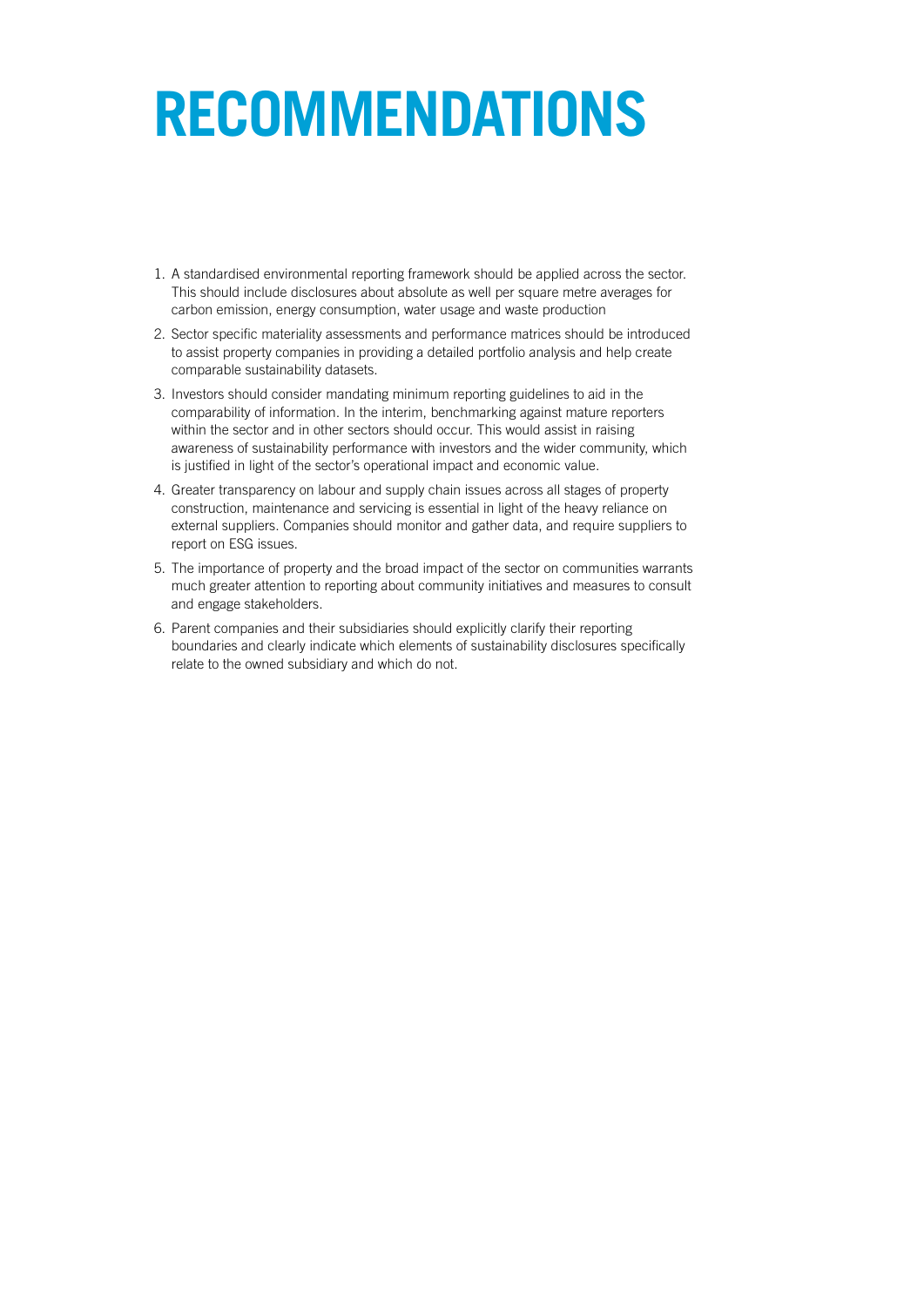# RECOMMENDATIONS

1. A standardised environmental reporting framework should be applied across the sector. This should include disclosures about absolute as well per square metre averages for carbon emission, energy consumption, water usage and waste production
2. Sector specific materiality assessments and performance matrices should be introduced to assist property companies in providing a detailed portfolio analysis and help create comparable sustainability datasets.
3. Investors should consider mandating minimum reporting guidelines to aid in the comparability of information. In the interim, benchmarking against mature reporters within the sector and in other sectors should occur. This would assist in raising awareness of sustainability performance with investors and the wider community, which is justified in light of the sector's operational impact and economic value.
4. Greater transparency on labour and supply chain issues across all stages of property construction, maintenance and servicing is essential in light of the heavy reliance on external suppliers. Companies should monitor and gather data, and require suppliers to report on ESG issues.
5. The importance of property and the broad impact of the sector on communities warrants much greater attention to reporting about community initiatives and measures to consult and engage stakeholders.
6. Parent companies and their subsidiaries should explicitly clarify their reporting boundaries and clearly indicate which elements of sustainability disclosures specifically relate to the owned subsidiary and which do not.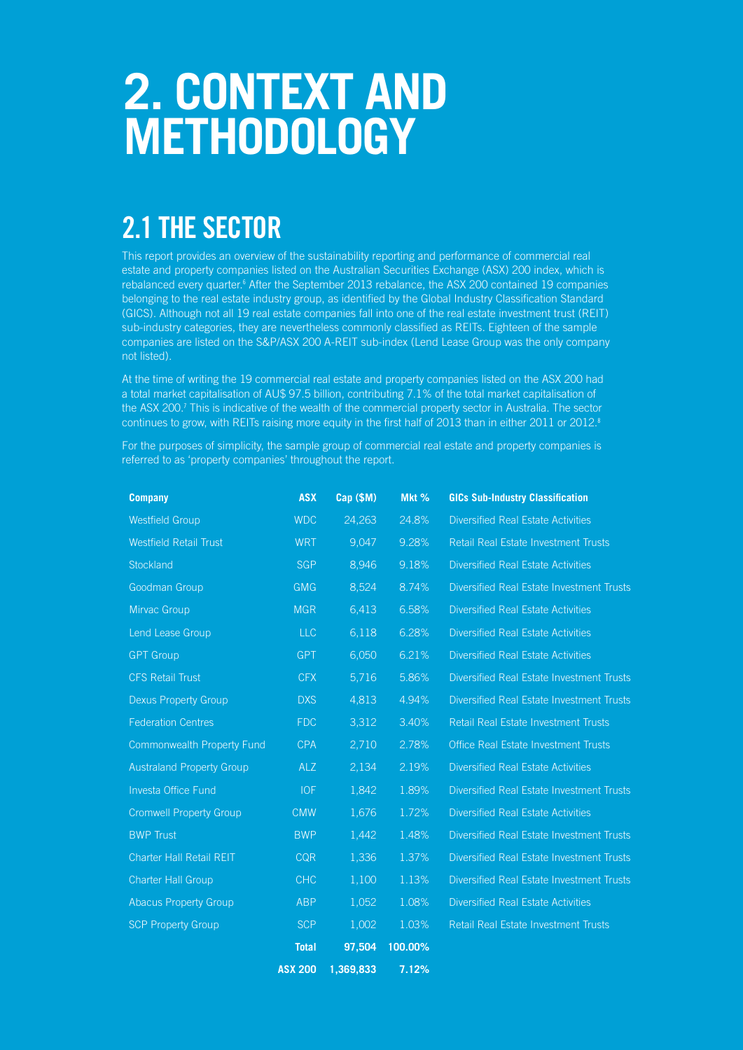# 2. CONTEXT AND METHODOLOGY

## 2.1 THE SECTOR

This report provides an overview of the sustainability reporting and performance of commercial real estate and property companies listed on the Australian Securities Exchange (ASX) 200 index, which is rebalanced every quarter.[6] After the September 2013 rebalance, the ASX 200 contained 19 companies belonging to the real estate industry group, as identified by the Global Industry Classification Standard (GICS). Although not all 19 real estate companies fall into one of the real estate investment trust (REIT) sub-industry categories, they are nevertheless commonly classified as REITs. Eighteen of the sample companies are listed on the S&P/ASX 200 A-REIT sub-index (Lend Lease Group was the only company not listed).

At the time of writing the 19 commercial real estate and property companies listed on the ASX 200 had a total market capitalisation of AU$ 97.5 billion, contributing 7.1% of the total market capitalisation of the ASX 200.[7] This is indicative of the wealth of the commercial property sector in Australia. The sector continues to grow, with REITs raising more equity in the first half of 2013 than in either 2011 or 2012.[8]

For the purposes of simplicity, the sample group of commercial real estate and property companies is referred to as 'property companies' throughout the report.

| Company | ASX | Cap ($M) | Mkt % | GICs Sub-Industry Classification |
|---|---|---|---|---|
| Westfield Group | WDC | 24,263 | 24.8% | Diversified Real Estate Activities |
| Westfield Retail Trust | WRT | 9,047 | 9.28% | Retail Real Estate Investment Trusts |
| Stockland | SGP | 8,946 | 9.18% | Diversified Real Estate Activities |
| Goodman Group | GMG | 8,524 | 8.74% | Diversified Real Estate Investment Trusts |
| Mirvac Group | MGR | 6,413 | 6.58% | Diversified Real Estate Activities |
| Lend Lease Group | LLC | 6,118 | 6.28% | Diversified Real Estate Activities |
| GPT Group | GPT | 6,050 | 6.21% | Diversified Real Estate Activities |
| CFS Retail Trust | CFX | 5,716 | 5.86% | Diversified Real Estate Investment Trusts |
| Dexus Property Group | DXS | 4,813 | 4.94% | Diversified Real Estate Investment Trusts |
| Federation Centres | FDC | 3,312 | 3.40% | Retail Real Estate Investment Trusts |
| Commonwealth Property Fund | CPA | 2,710 | 2.78% | Office Real Estate Investment Trusts |
| Australand Property Group | ALZ | 2,134 | 2.19% | Diversified Real Estate Activities |
| Investa Office Fund | IOF | 1,842 | 1.89% | Diversified Real Estate Investment Trusts |
| Cromwell Property Group | CMW | 1,676 | 1.72% | Diversified Real Estate Activities |
| BWP Trust | BWP | 1,442 | 1.48% | Diversified Real Estate Investment Trusts |
| Charter Hall Retail REIT | CQR | 1,336 | 1.37% | Diversified Real Estate Investment Trusts |
| Charter Hall Group | CHC | 1,100 | 1.13% | Diversified Real Estate Investment Trusts |
| Abacus Property Group | ABP | 1,052 | 1.08% | Diversified Real Estate Activities |
| SCP Property Group | SCP | 1,002 | 1.03% | Retail Real Estate Investment Trusts |
| | **Total** | **97,504** | **100.00%** | |
| | **ASX 200** | **1,369,833** | **7.12%** | |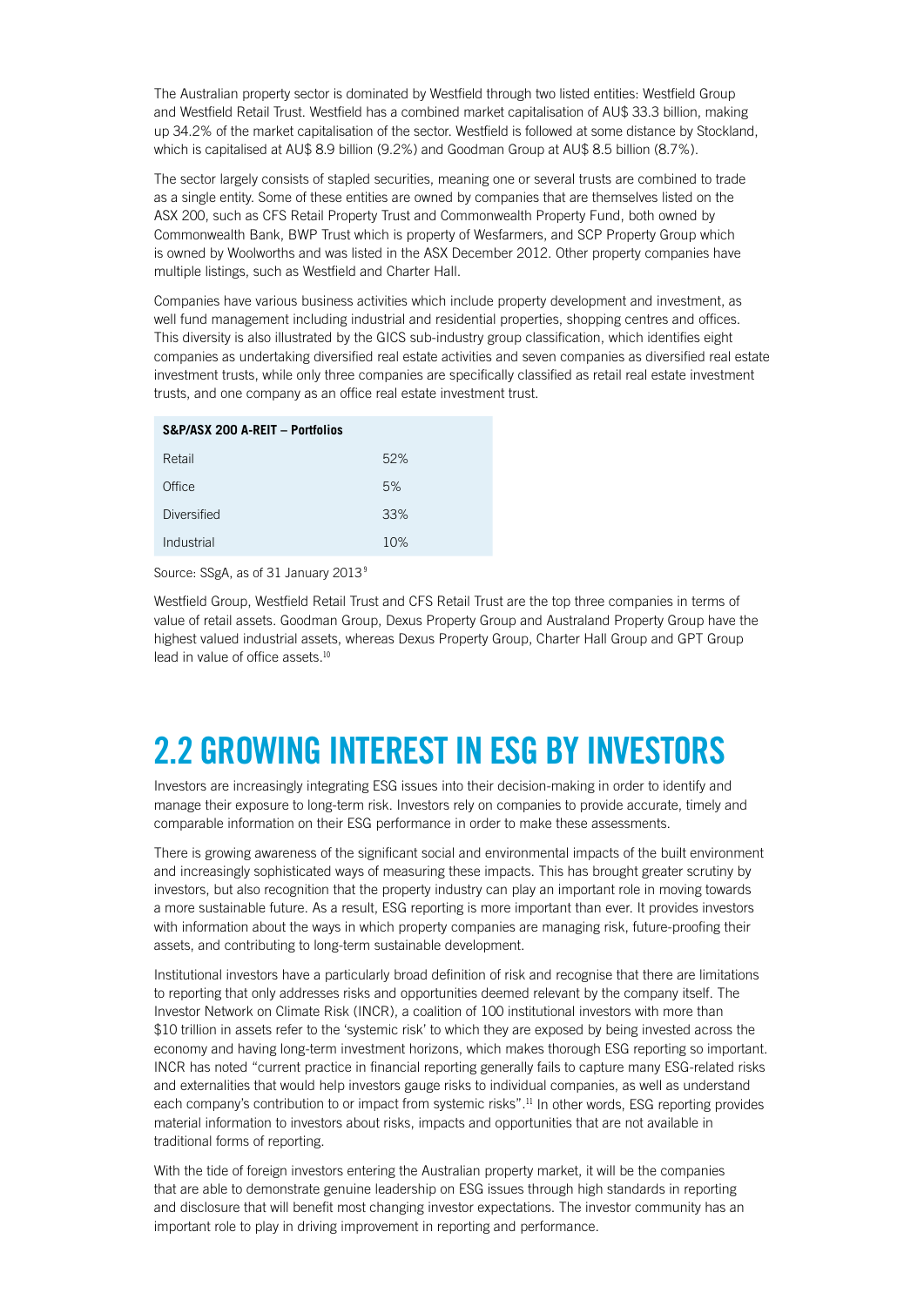The Australian property sector is dominated by Westfield through two listed entities: Westfield Group and Westfield Retail Trust. Westfield has a combined market capitalisation of AU$ 33.3 billion, making up 34.2% of the market capitalisation of the sector. Westfield is followed at some distance by Stockland, which is capitalised at AU$ 8.9 billion (9.2%) and Goodman Group at AU$ 8.5 billion (8.7%).

The sector largely consists of stapled securities, meaning one or several trusts are combined to trade as a single entity. Some of these entities are owned by companies that are themselves listed on the ASX 200, such as CFS Retail Property Trust and Commonwealth Property Fund, both owned by Commonwealth Bank, BWP Trust which is property of Wesfarmers, and SCP Property Group which is owned by Woolworths and was listed in the ASX December 2012. Other property companies have multiple listings, such as Westfield and Charter Hall.

Companies have various business activities which include property development and investment, as well fund management including industrial and residential properties, shopping centres and offices. This diversity is also illustrated by the GICS sub-industry group classification, which identifies eight companies as undertaking diversified real estate activities and seven companies as diversified real estate investment trusts, while only three companies are specifically classified as retail real estate investment trusts, and one company as an office real estate investment trust.

| S&P/ASX 200 A-REIT – Portfolios | |
|---|---|
| Retail | 52% |
| Office | 5% |
| Diversified | 33% |
| Industrial | 10% |

Source: SSgA, as of 31 January 2013[9]

Westfield Group, Westfield Retail Trust and CFS Retail Trust are the top three companies in terms of value of retail assets. Goodman Group, Dexus Property Group and Australand Property Group have the highest valued industrial assets, whereas Dexus Property Group, Charter Hall Group and GPT Group lead in value of office assets.[10]

## 2.2 GROWING INTEREST IN ESG BY INVESTORS

Investors are increasingly integrating ESG issues into their decision-making in order to identify and manage their exposure to long-term risk. Investors rely on companies to provide accurate, timely and comparable information on their ESG performance in order to make these assessments.

There is growing awareness of the significant social and environmental impacts of the built environment and increasingly sophisticated ways of measuring these impacts. This has brought greater scrutiny by investors, but also recognition that the property industry can play an important role in moving towards a more sustainable future. As a result, ESG reporting is more important than ever. It provides investors with information about the ways in which property companies are managing risk, future-proofing their assets, and contributing to long-term sustainable development.

Institutional investors have a particularly broad definition of risk and recognise that there are limitations to reporting that only addresses risks and opportunities deemed relevant by the company itself. The Investor Network on Climate Risk (INCR), a coalition of 100 institutional investors with more than $10 trillion in assets refer to the 'systemic risk' to which they are exposed by being invested across the economy and having long-term investment horizons, which makes thorough ESG reporting so important. INCR has noted "current practice in financial reporting generally fails to capture many ESG-related risks and externalities that would help investors gauge risks to individual companies, as well as understand each company's contribution to or impact from systemic risks".[11] In other words, ESG reporting provides material information to investors about risks, impacts and opportunities that are not available in traditional forms of reporting.

With the tide of foreign investors entering the Australian property market, it will be the companies that are able to demonstrate genuine leadership on ESG issues through high standards in reporting and disclosure that will benefit most changing investor expectations. The investor community has an important role to play in driving improvement in reporting and performance.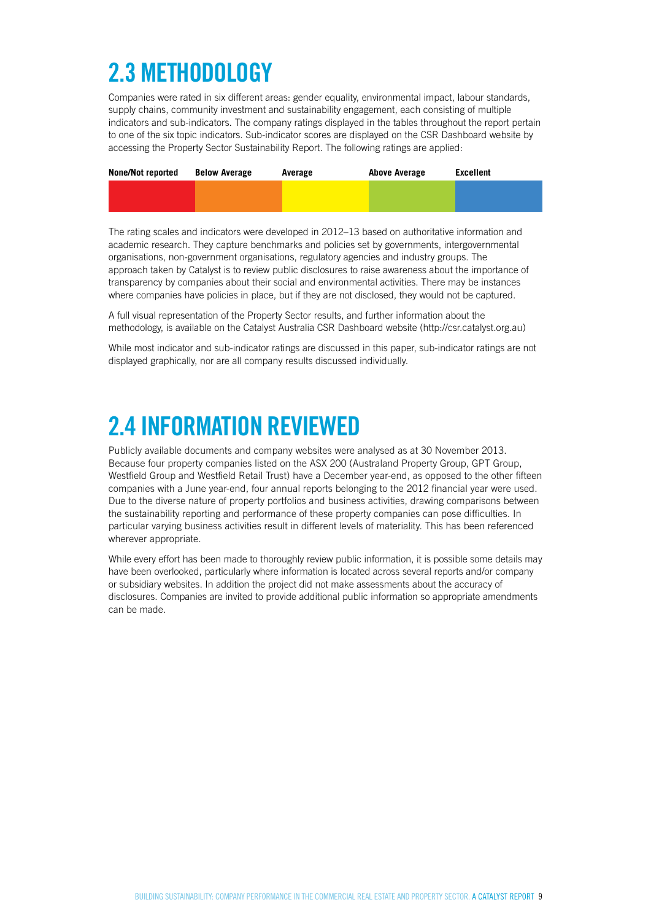## 2.3 METHODOLOGY

Companies were rated in six different areas: gender equality, environmental impact, labour standards, supply chains, community investment and sustainability engagement, each consisting of multiple indicators and sub-indicators. The company ratings displayed in the tables throughout the report pertain to one of the six topic indicators. Sub-indicator scores are displayed on the CSR Dashboard website by accessing the Property Sector Sustainability Report. The following ratings are applied:

| None/Not reported | Below Average | Average | Above Average | Excellent |
|---|---|---|---|---|
| | | | | |

The rating scales and indicators were developed in 2012–13 based on authoritative information and academic research. They capture benchmarks and policies set by governments, intergovernmental organisations, non-government organisations, regulatory agencies and industry groups. The approach taken by Catalyst is to review public disclosures to raise awareness about the importance of transparency by companies about their social and environmental activities. There may be instances where companies have policies in place, but if they are not disclosed, they would not be captured.

A full visual representation of the Property Sector results, and further information about the methodology, is available on the Catalyst Australia CSR Dashboard website (http://csr.catalyst.org.au)

While most indicator and sub-indicator ratings are discussed in this paper, sub-indicator ratings are not displayed graphically, nor are all company results discussed individually.

## 2.4 INFORMATION REVIEWED

Publicly available documents and company websites were analysed as at 30 November 2013. Because four property companies listed on the ASX 200 (Australand Property Group, GPT Group, Westfield Group and Westfield Retail Trust) have a December year-end, as opposed to the other fifteen companies with a June year-end, four annual reports belonging to the 2012 financial year were used. Due to the diverse nature of property portfolios and business activities, drawing comparisons between the sustainability reporting and performance of these property companies can pose difficulties. In particular varying business activities result in different levels of materiality. This has been referenced wherever appropriate.

While every effort has been made to thoroughly review public information, it is possible some details may have been overlooked, particularly where information is located across several reports and/or company or subsidiary websites. In addition the project did not make assessments about the accuracy of disclosures. Companies are invited to provide additional public information so appropriate amendments can be made.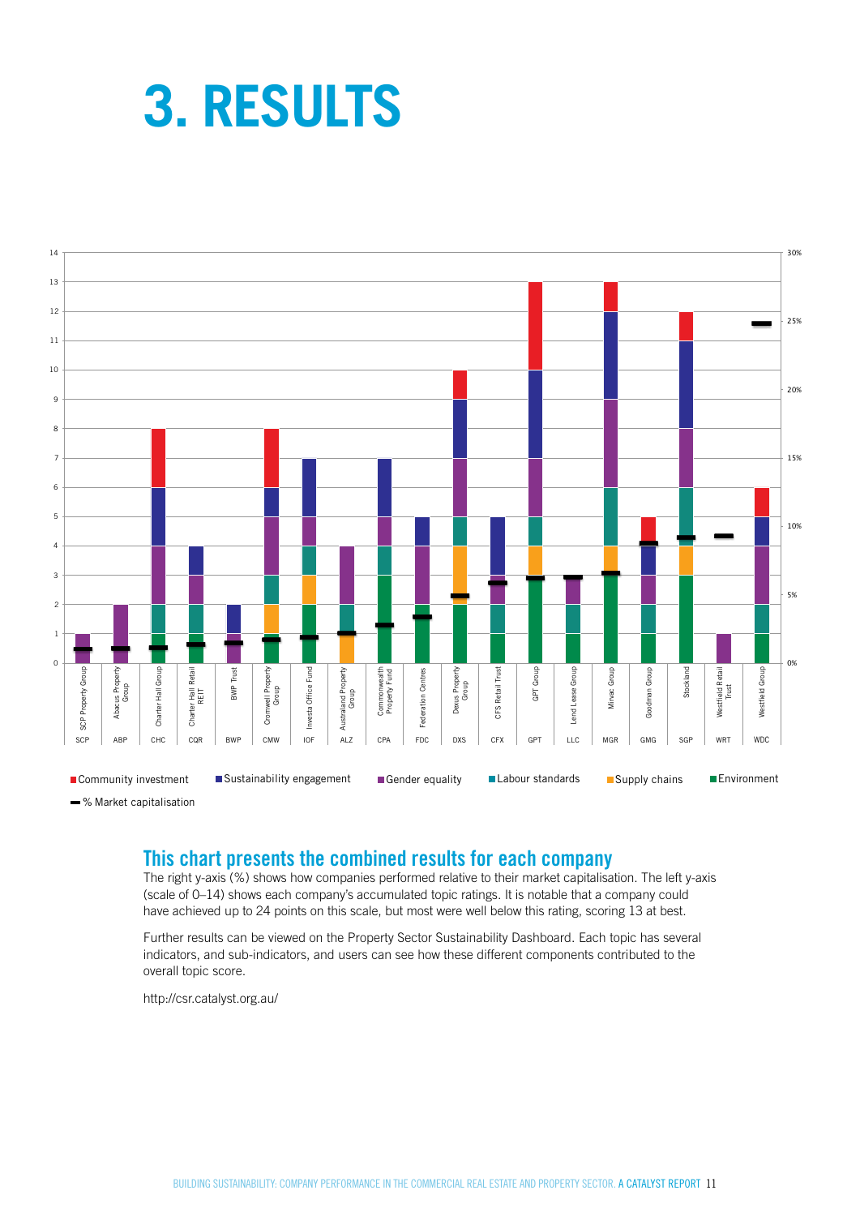# 3. RESULTS

## This chart presents the combined results for each company

The right y-axis (%) shows how companies performed relative to their market capitalisation. The left y-axis (scale of 0–14) shows each company's accumulated topic ratings. It is notable that a company could have achieved up to 24 points on this scale, but most were well below this rating, scoring 13 at best.

Further results can be viewed on the Property Sector Sustainability Dashboard. Each topic has several indicators, and sub-indicators, and users can see how these different components contributed to the overall topic score.

http://csr.catalyst.org.au/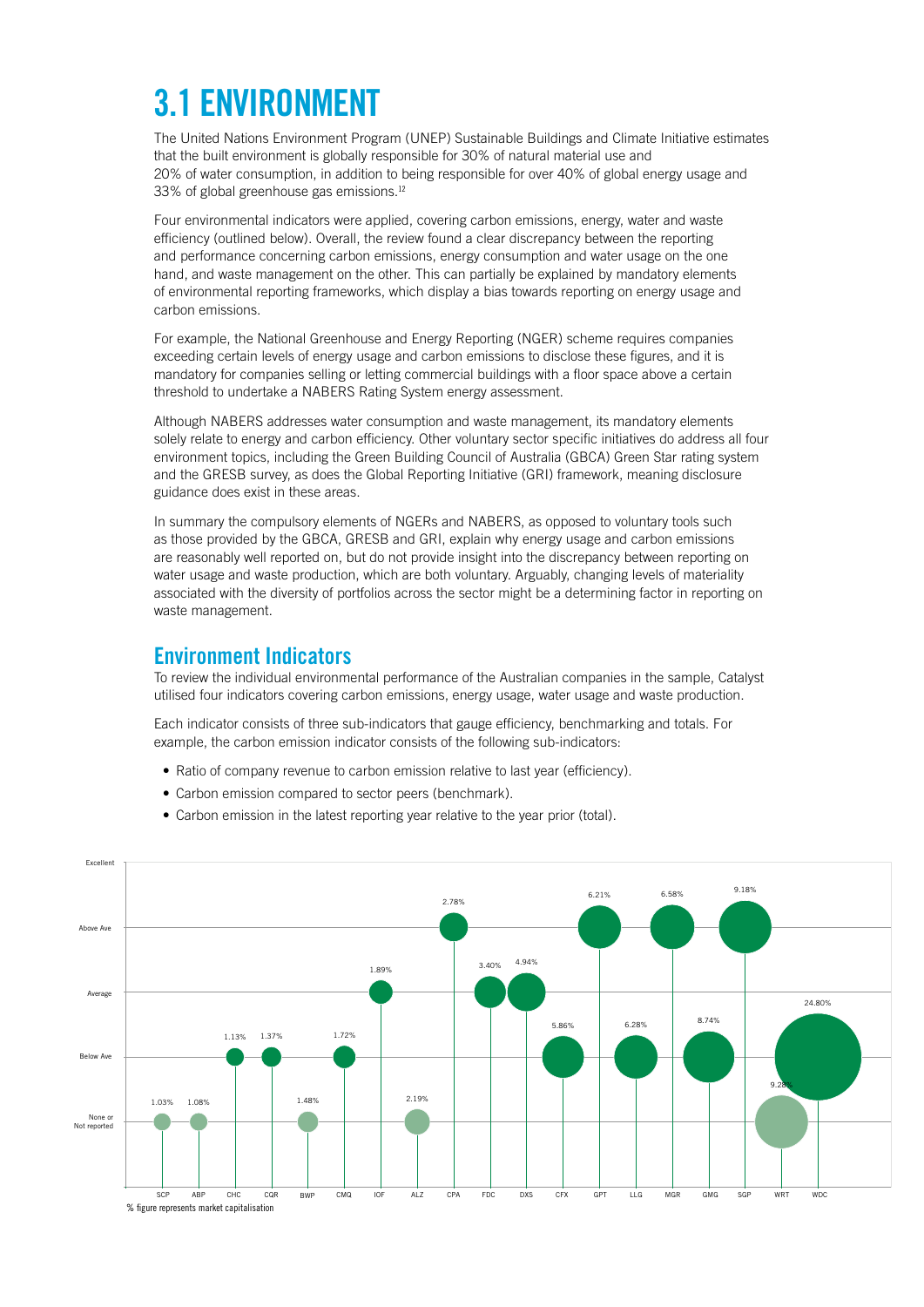# 3.1 ENVIRONMENT

The United Nations Environment Program (UNEP) Sustainable Buildings and Climate Initiative estimates that the built environment is globally responsible for 30% of natural material use and 20% of water consumption, in addition to being responsible for over 40% of global energy usage and 33% of global greenhouse gas emissions.[12]

Four environmental indicators were applied, covering carbon emissions, energy, water and waste efficiency (outlined below). Overall, the review found a clear discrepancy between the reporting and performance concerning carbon emissions, energy consumption and water usage on the one hand, and waste management on the other. This can partially be explained by mandatory elements of environmental reporting frameworks, which display a bias towards reporting on energy usage and carbon emissions.

For example, the National Greenhouse and Energy Reporting (NGER) scheme requires companies exceeding certain levels of energy usage and carbon emissions to disclose these figures, and it is mandatory for companies selling or letting commercial buildings with a floor space above a certain threshold to undertake a NABERS Rating System energy assessment.

Although NABERS addresses water consumption and waste management, its mandatory elements solely relate to energy and carbon efficiency. Other voluntary sector specific initiatives do address all four environment topics, including the Green Building Council of Australia (GBCA) Green Star rating system and the GRESB survey, as does the Global Reporting Initiative (GRI) framework, meaning disclosure guidance does exist in these areas.

In summary the compulsory elements of NGERs and NABERS, as opposed to voluntary tools such as those provided by the GBCA, GRESB and GRI, explain why energy usage and carbon emissions are reasonably well reported on, but do not provide insight into the discrepancy between reporting on water usage and waste production, which are both voluntary. Arguably, changing levels of materiality associated with the diversity of portfolios across the sector might be a determining factor in reporting on waste management.

## Environment Indicators

To review the individual environmental performance of the Australian companies in the sample, Catalyst utilised four indicators covering carbon emissions, energy usage, water usage and waste production.

Each indicator consists of three sub-indicators that gauge efficiency, benchmarking and totals. For example, the carbon emission indicator consists of the following sub-indicators:

- Ratio of company revenue to carbon emission relative to last year (efficiency).
- Carbon emission compared to sector peers (benchmark).
- Carbon emission in the latest reporting year relative to the year prior (total).

| Company | Rating | Market capitalisation |
|---|---|---|
| SCP | None or Not reported | 1.03% |
| ABP | None or Not reported | 1.08% |
| CHC | Below Ave | 1.13% |
| CQR | Below Ave | 1.37% |
| BWP | None or Not reported | 1.48% |
| CMQ | Below Ave | 1.72% |
| IOF | Average | 1.89% |
| ALZ | None or Not reported | 2.19% |
| CPA | Above Ave | 2.78% |
| FDC | Average | 3.40% |
| DXS | Average | 4.94% |
| CFX | Below Ave | 5.86% |
| GPT | Above Ave | 6.21% |
| LLG | Below Ave | 6.28% |
| MGR | Above Ave | 6.58% |
| GMG | Below Ave | 8.74% |
| SGP | Above Ave | 9.18% |
| WRT | None or Not reported | 9.28% |
| WDC | Below Ave | 24.80% |

% figure represents market capitalisation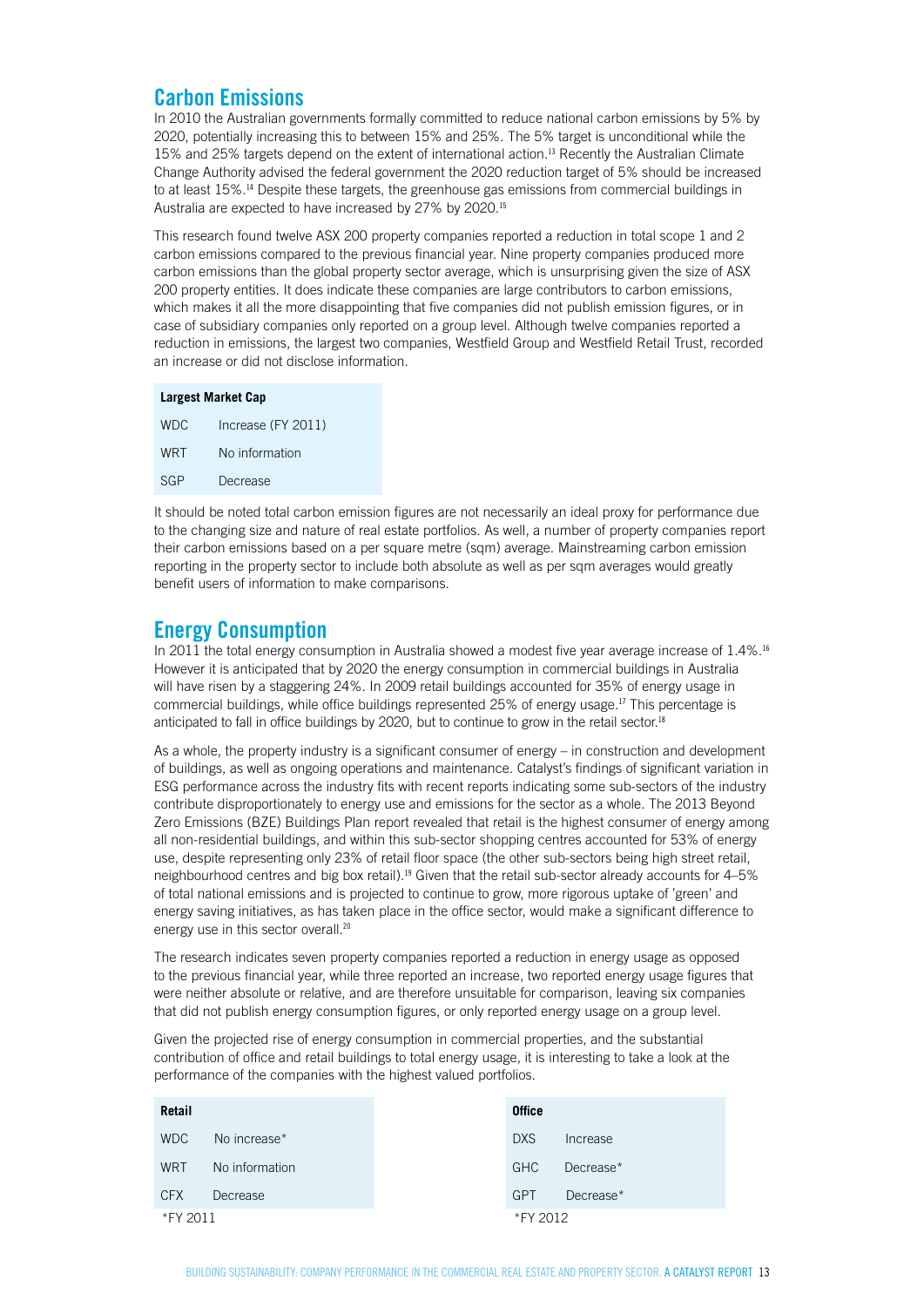## Carbon Emissions

In 2010 the Australian governments formally committed to reduce national carbon emissions by 5% by 2020, potentially increasing this to between 15% and 25%. The 5% target is unconditional while the 15% and 25% targets depend on the extent of international action.[13] Recently the Australian Climate Change Authority advised the federal government the 2020 reduction target of 5% should be increased to at least 15%.[14] Despite these targets, the greenhouse gas emissions from commercial buildings in Australia are expected to have increased by 27% by 2020.[15]

This research found twelve ASX 200 property companies reported a reduction in total scope 1 and 2 carbon emissions compared to the previous financial year. Nine property companies produced more carbon emissions than the global property sector average, which is unsurprising given the size of ASX 200 property entities. It does indicate these companies are large contributors to carbon emissions, which makes it all the more disappointing that five companies did not publish emission figures, or in case of subsidiary companies only reported on a group level. Although twelve companies reported a reduction in emissions, the largest two companies, Westfield Group and Westfield Retail Trust, recorded an increase or did not disclose information.

| Largest Market Cap | |
|---|---|
| WDC | Increase (FY 2011) |
| WRT | No information |
| SGP | Decrease |

It should be noted total carbon emission figures are not necessarily an ideal proxy for performance due to the changing size and nature of real estate portfolios. As well, a number of property companies report their carbon emissions based on a per square metre (sqm) average. Mainstreaming carbon emission reporting in the property sector to include both absolute as well as per sqm averages would greatly benefit users of information to make comparisons.

## Energy Consumption

In 2011 the total energy consumption in Australia showed a modest five year average increase of 1.4%.[16] However it is anticipated that by 2020 the energy consumption in commercial buildings in Australia will have risen by a staggering 24%. In 2009 retail buildings accounted for 35% of energy usage in commercial buildings, while office buildings represented 25% of energy usage.[17] This percentage is anticipated to fall in office buildings by 2020, but to continue to grow in the retail sector.[18]

As a whole, the property industry is a significant consumer of energy – in construction and development of buildings, as well as ongoing operations and maintenance. Catalyst's findings of significant variation in ESG performance across the industry fits with recent reports indicating some sub-sectors of the industry contribute disproportionately to energy use and emissions for the sector as a whole. The 2013 Beyond Zero Emissions (BZE) Buildings Plan report revealed that retail is the highest consumer of energy among all non-residential buildings, and within this sub-sector shopping centres accounted for 53% of energy use, despite representing only 23% of retail floor space (the other sub-sectors being high street retail, neighbourhood centres and big box retail).[19] Given that the retail sub-sector already accounts for 4–5% of total national emissions and is projected to continue to grow, more rigorous uptake of 'green' and energy saving initiatives, as has taken place in the office sector, would make a significant difference to energy use in this sector overall.[20]

The research indicates seven property companies reported a reduction in energy usage as opposed to the previous financial year, while three reported an increase, two reported energy usage figures that were neither absolute or relative, and are therefore unsuitable for comparison, leaving six companies that did not publish energy consumption figures, or only reported energy usage on a group level.

Given the projected rise of energy consumption in commercial properties, and the substantial contribution of office and retail buildings to total energy usage, it is interesting to take a look at the performance of the companies with the highest valued portfolios.

| Retail | |
|---|---|
| WDC | No increase* |
| WRT | No information |
| CFX | Decrease |

*FY 2011

| Office | |
|---|---|
| DXS | Increase |
| GHC | Decrease* |
| GPT | Decrease* |

*FY 2012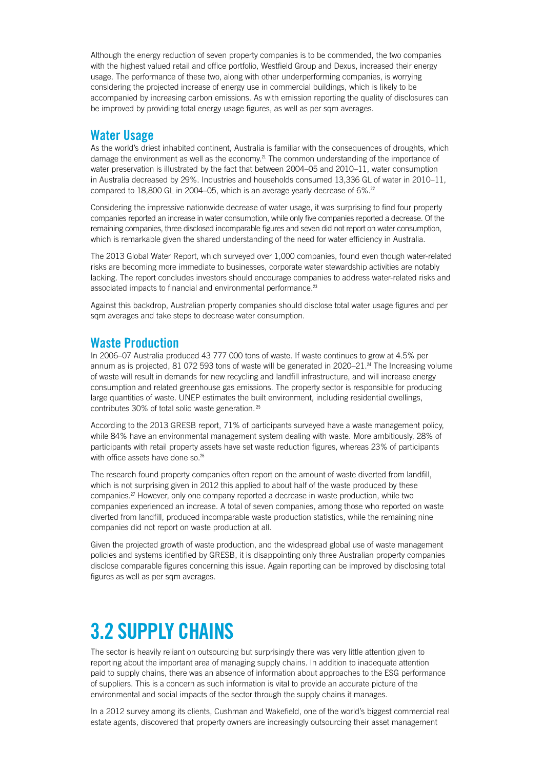Although the energy reduction of seven property companies is to be commended, the two companies with the highest valued retail and office portfolio, Westfield Group and Dexus, increased their energy usage. The performance of these two, along with other underperforming companies, is worrying considering the projected increase of energy use in commercial buildings, which is likely to be accompanied by increasing carbon emissions. As with emission reporting the quality of disclosures can be improved by providing total energy usage figures, as well as per sqm averages.

## Water Usage

As the world's driest inhabited continent, Australia is familiar with the consequences of droughts, which damage the environment as well as the economy.[21] The common understanding of the importance of water preservation is illustrated by the fact that between 2004–05 and 2010–11, water consumption in Australia decreased by 29%. Industries and households consumed 13,336 GL of water in 2010–11, compared to 18,800 GL in 2004–05, which is an average yearly decrease of 6%.[22]

Considering the impressive nationwide decrease of water usage, it was surprising to find four property companies reported an increase in water consumption, while only five companies reported a decrease. Of the remaining companies, three disclosed incomparable figures and seven did not report on water consumption, which is remarkable given the shared understanding of the need for water efficiency in Australia.

The 2013 Global Water Report, which surveyed over 1,000 companies, found even though water-related risks are becoming more immediate to businesses, corporate water stewardship activities are notably lacking. The report concludes investors should encourage companies to address water-related risks and associated impacts to financial and environmental performance.[23]

Against this backdrop, Australian property companies should disclose total water usage figures and per sqm averages and take steps to decrease water consumption.

## Waste Production

In 2006–07 Australia produced 43 777 000 tons of waste. If waste continues to grow at 4.5% per annum as is projected, 81 072 593 tons of waste will be generated in 2020–21.[24] The Increasing volume of waste will result in demands for new recycling and landfill infrastructure, and will increase energy consumption and related greenhouse gas emissions. The property sector is responsible for producing large quantities of waste. UNEP estimates the built environment, including residential dwellings, contributes 30% of total solid waste generation.[25]

According to the 2013 GRESB report, 71% of participants surveyed have a waste management policy, while 84% have an environmental management system dealing with waste. More ambitiously, 28% of participants with retail property assets have set waste reduction figures, whereas 23% of participants with office assets have done so.[26]

The research found property companies often report on the amount of waste diverted from landfill, which is not surprising given in 2012 this applied to about half of the waste produced by these companies.[27] However, only one company reported a decrease in waste production, while two companies experienced an increase. A total of seven companies, among those who reported on waste diverted from landfill, produced incomparable waste production statistics, while the remaining nine companies did not report on waste production at all.

Given the projected growth of waste production, and the widespread global use of waste management policies and systems identified by GRESB, it is disappointing only three Australian property companies disclose comparable figures concerning this issue. Again reporting can be improved by disclosing total figures as well as per sqm averages.

# 3.2 SUPPLY CHAINS

The sector is heavily reliant on outsourcing but surprisingly there was very little attention given to reporting about the important area of managing supply chains. In addition to inadequate attention paid to supply chains, there was an absence of information about approaches to the ESG performance of suppliers. This is a concern as such information is vital to provide an accurate picture of the environmental and social impacts of the sector through the supply chains it manages.

In a 2012 survey among its clients, Cushman and Wakefield, one of the world's biggest commercial real estate agents, discovered that property owners are increasingly outsourcing their asset management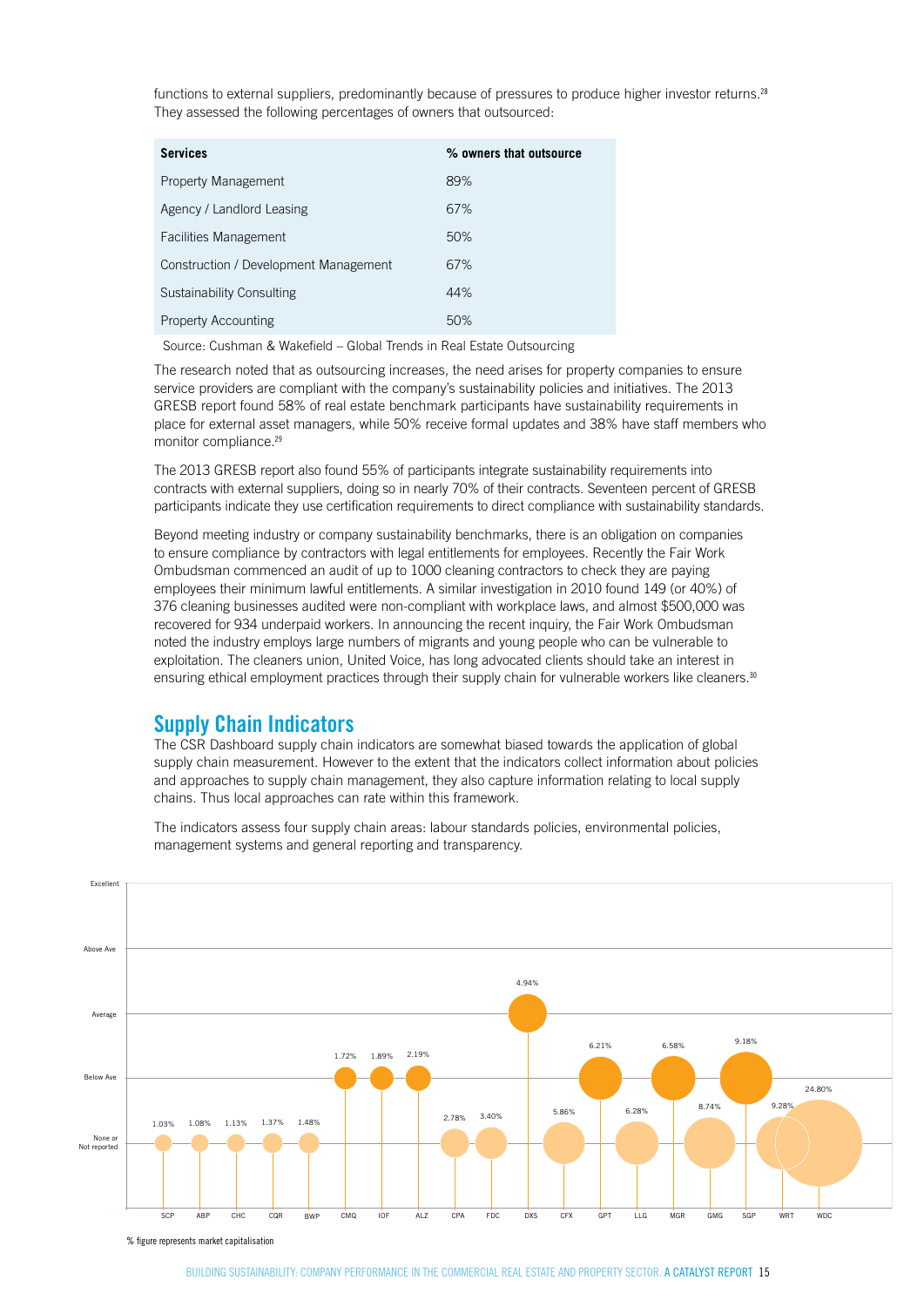functions to external suppliers, predominantly because of pressures to produce higher investor returns.[28] They assessed the following percentages of owners that outsourced:

| Services | % owners that outsource |
|---|---|
| Property Management | 89% |
| Agency / Landlord Leasing | 67% |
| Facilities Management | 50% |
| Construction / Development Management | 67% |
| Sustainability Consulting | 44% |
| Property Accounting | 50% |

Source: Cushman & Wakefield – Global Trends in Real Estate Outsourcing

The research noted that as outsourcing increases, the need arises for property companies to ensure service providers are compliant with the company's sustainability policies and initiatives. The 2013 GRESB report found 58% of real estate benchmark participants have sustainability requirements in place for external asset managers, while 50% receive formal updates and 38% have staff members who monitor compliance.[29]

The 2013 GRESB report also found 55% of participants integrate sustainability requirements into contracts with external suppliers, doing so in nearly 70% of their contracts. Seventeen percent of GRESB participants indicate they use certification requirements to direct compliance with sustainability standards.

Beyond meeting industry or company sustainability benchmarks, there is an obligation on companies to ensure compliance by contractors with legal entitlements for employees. Recently the Fair Work Ombudsman commenced an audit of up to 1000 cleaning contractors to check they are paying employees their minimum lawful entitlements. A similar investigation in 2010 found 149 (or 40%) of 376 cleaning businesses audited were non-compliant with workplace laws, and almost $500,000 was recovered for 934 underpaid workers. In announcing the recent inquiry, the Fair Work Ombudsman noted the industry employs large numbers of migrants and young people who can be vulnerable to exploitation. The cleaners union, United Voice, has long advocated clients should take an interest in ensuring ethical employment practices through their supply chain for vulnerable workers like cleaners.[30]

## Supply Chain Indicators

The CSR Dashboard supply chain indicators are somewhat biased towards the application of global supply chain measurement. However to the extent that the indicators collect information about policies and approaches to supply chain management, they also capture information relating to local supply chains. Thus local approaches can rate within this framework.

The indicators assess four supply chain areas: labour standards policies, environmental policies, management systems and general reporting and transparency.

| Company | Market capitalisation | Rating |
|---|---|---|
| SCP | 1.03% | None or Not reported |
| ABP | 1.08% | None or Not reported |
| CHC | 1.13% | None or Not reported |
| CQR | 1.37% | None or Not reported |
| BWP | 1.48% | None or Not reported |
| CMQ | 1.72% | Below Ave |
| IOF | 1.89% | Below Ave |
| ALZ | 2.19% | Below Ave |
| CPA | 2.78% | None or Not reported |
| FDC | 3.40% | None or Not reported |
| DXS | 4.94% | Average |
| CFX | 5.86% | None or Not reported |
| GPT | 6.21% | Below Ave |
| LLG | 6.28% | None or Not reported |
| MGR | 6.58% | Below Ave |
| GMG | 8.74% | None or Not reported |
| SGP | 9.18% | Below Ave |
| WRT | 9.28% | None or Not reported |
| WDC | 24.80% | None or Not reported |

% figure represents market capitalisation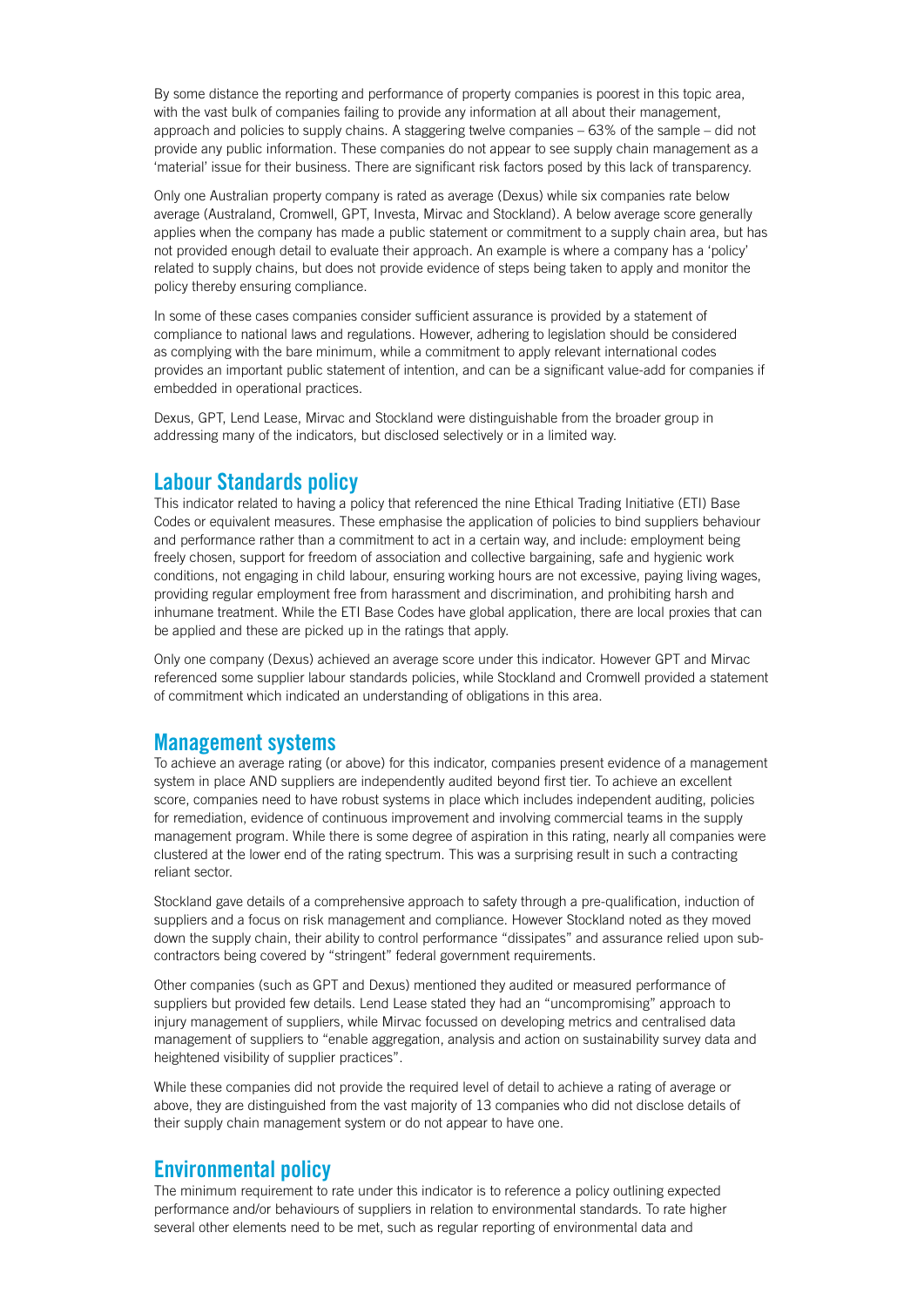By some distance the reporting and performance of property companies is poorest in this topic area, with the vast bulk of companies failing to provide any information at all about their management, approach and policies to supply chains. A staggering twelve companies – 63% of the sample – did not provide any public information. These companies do not appear to see supply chain management as a 'material' issue for their business. There are significant risk factors posed by this lack of transparency.

Only one Australian property company is rated as average (Dexus) while six companies rate below average (Australand, Cromwell, GPT, Investa, Mirvac and Stockland). A below average score generally applies when the company has made a public statement or commitment to a supply chain area, but has not provided enough detail to evaluate their approach. An example is where a company has a 'policy' related to supply chains, but does not provide evidence of steps being taken to apply and monitor the policy thereby ensuring compliance.

In some of these cases companies consider sufficient assurance is provided by a statement of compliance to national laws and regulations. However, adhering to legislation should be considered as complying with the bare minimum, while a commitment to apply relevant international codes provides an important public statement of intention, and can be a significant value-add for companies if embedded in operational practices.

Dexus, GPT, Lend Lease, Mirvac and Stockland were distinguishable from the broader group in addressing many of the indicators, but disclosed selectively or in a limited way.

## Labour Standards policy

This indicator related to having a policy that referenced the nine Ethical Trading Initiative (ETI) Base Codes or equivalent measures. These emphasise the application of policies to bind suppliers behaviour and performance rather than a commitment to act in a certain way, and include: employment being freely chosen, support for freedom of association and collective bargaining, safe and hygienic work conditions, not engaging in child labour, ensuring working hours are not excessive, paying living wages, providing regular employment free from harassment and discrimination, and prohibiting harsh and inhumane treatment. While the ETI Base Codes have global application, there are local proxies that can be applied and these are picked up in the ratings that apply.

Only one company (Dexus) achieved an average score under this indicator. However GPT and Mirvac referenced some supplier labour standards policies, while Stockland and Cromwell provided a statement of commitment which indicated an understanding of obligations in this area.

## Management systems

To achieve an average rating (or above) for this indicator, companies present evidence of a management system in place AND suppliers are independently audited beyond first tier. To achieve an excellent score, companies need to have robust systems in place which includes independent auditing, policies for remediation, evidence of continuous improvement and involving commercial teams in the supply management program. While there is some degree of aspiration in this rating, nearly all companies were clustered at the lower end of the rating spectrum. This was a surprising result in such a contracting reliant sector.

Stockland gave details of a comprehensive approach to safety through a pre-qualification, induction of suppliers and a focus on risk management and compliance. However Stockland noted as they moved down the supply chain, their ability to control performance "dissipates" and assurance relied upon sub-contractors being covered by "stringent" federal government requirements.

Other companies (such as GPT and Dexus) mentioned they audited or measured performance of suppliers but provided few details. Lend Lease stated they had an "uncompromising" approach to injury management of suppliers, while Mirvac focussed on developing metrics and centralised data management of suppliers to "enable aggregation, analysis and action on sustainability survey data and heightened visibility of supplier practices".

While these companies did not provide the required level of detail to achieve a rating of average or above, they are distinguished from the vast majority of 13 companies who did not disclose details of their supply chain management system or do not appear to have one.

## Environmental policy

The minimum requirement to rate under this indicator is to reference a policy outlining expected performance and/or behaviours of suppliers in relation to environmental standards. To rate higher several other elements need to be met, such as regular reporting of environmental data and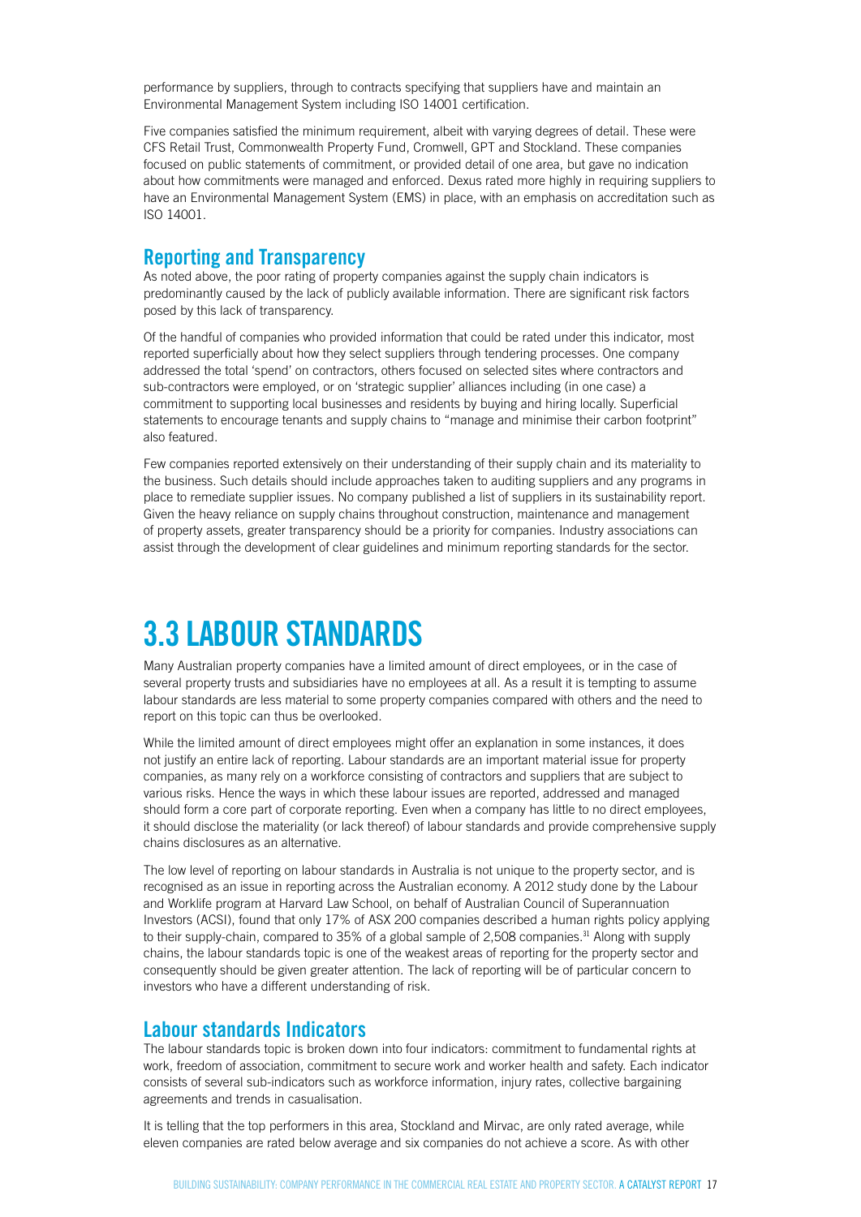performance by suppliers, through to contracts specifying that suppliers have and maintain an Environmental Management System including ISO 14001 certification.

Five companies satisfied the minimum requirement, albeit with varying degrees of detail. These were CFS Retail Trust, Commonwealth Property Fund, Cromwell, GPT and Stockland. These companies focused on public statements of commitment, or provided detail of one area, but gave no indication about how commitments were managed and enforced. Dexus rated more highly in requiring suppliers to have an Environmental Management System (EMS) in place, with an emphasis on accreditation such as ISO 14001.

## Reporting and Transparency

As noted above, the poor rating of property companies against the supply chain indicators is predominantly caused by the lack of publicly available information. There are significant risk factors posed by this lack of transparency.

Of the handful of companies who provided information that could be rated under this indicator, most reported superficially about how they select suppliers through tendering processes. One company addressed the total 'spend' on contractors, others focused on selected sites where contractors and sub-contractors were employed, or on 'strategic supplier' alliances including (in one case) a commitment to supporting local businesses and residents by buying and hiring locally. Superficial statements to encourage tenants and supply chains to "manage and minimise their carbon footprint" also featured.

Few companies reported extensively on their understanding of their supply chain and its materiality to the business. Such details should include approaches taken to auditing suppliers and any programs in place to remediate supplier issues. No company published a list of suppliers in its sustainability report. Given the heavy reliance on supply chains throughout construction, maintenance and management of property assets, greater transparency should be a priority for companies. Industry associations can assist through the development of clear guidelines and minimum reporting standards for the sector.

# 3.3 LABOUR STANDARDS

Many Australian property companies have a limited amount of direct employees, or in the case of several property trusts and subsidiaries have no employees at all. As a result it is tempting to assume labour standards are less material to some property companies compared with others and the need to report on this topic can thus be overlooked.

While the limited amount of direct employees might offer an explanation in some instances, it does not justify an entire lack of reporting. Labour standards are an important material issue for property companies, as many rely on a workforce consisting of contractors and suppliers that are subject to various risks. Hence the ways in which these labour issues are reported, addressed and managed should form a core part of corporate reporting. Even when a company has little to no direct employees, it should disclose the materiality (or lack thereof) of labour standards and provide comprehensive supply chains disclosures as an alternative.

The low level of reporting on labour standards in Australia is not unique to the property sector, and is recognised as an issue in reporting across the Australian economy. A 2012 study done by the Labour and Worklife program at Harvard Law School, on behalf of Australian Council of Superannuation Investors (ACSI), found that only 17% of ASX 200 companies described a human rights policy applying to their supply-chain, compared to 35% of a global sample of 2,508 companies.[31] Along with supply chains, the labour standards topic is one of the weakest areas of reporting for the property sector and consequently should be given greater attention. The lack of reporting will be of particular concern to investors who have a different understanding of risk.

## Labour standards Indicators

The labour standards topic is broken down into four indicators: commitment to fundamental rights at work, freedom of association, commitment to secure work and worker health and safety. Each indicator consists of several sub-indicators such as workforce information, injury rates, collective bargaining agreements and trends in casualisation.

It is telling that the top performers in this area, Stockland and Mirvac, are only rated average, while eleven companies are rated below average and six companies do not achieve a score. As with other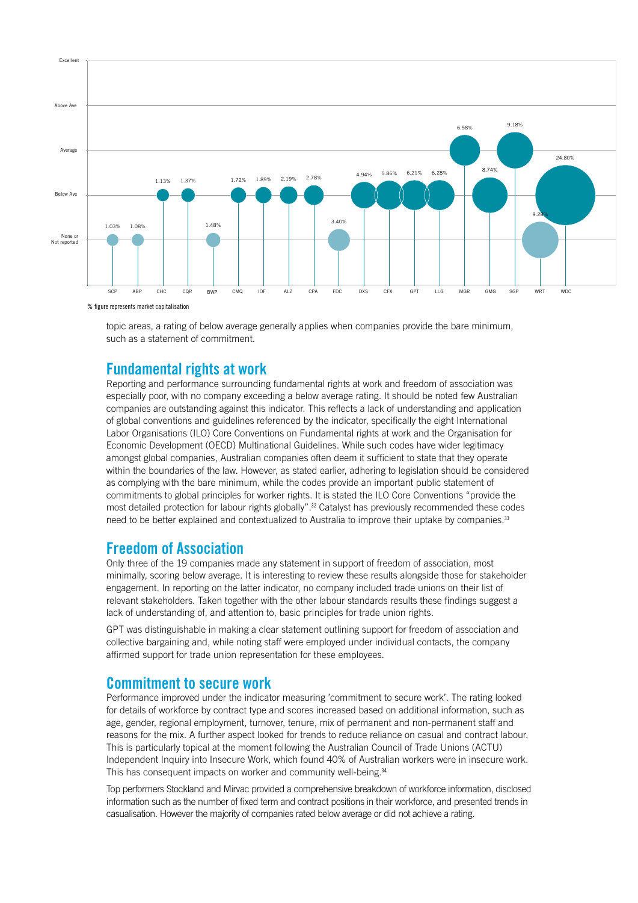| Company | Rating | Market capitalisation |
| --- | --- | --- |
| SCP | None or Not reported | 1.03% |
| ABP | None or Not reported | 1.08% |
| CHC | Below Ave | 1.13% |
| CQR | Below Ave | 1.37% |
| BWP | None or Not reported | 1.48% |
| CMQ | Below Ave | 1.72% |
| IOF | Below Ave | 1.89% |
| ALZ | Below Ave | 2.19% |
| CPA | Below Ave | 2.78% |
| FDC | None or Not reported | 3.40% |
| DXS | Below Ave | 4.94% |
| CFX | Below Ave | 5.86% |
| GPT | Below Ave | 6.21% |
| LLG | Below Ave | 6.28% |
| MGR | Average | 6.58% |
| GMG | Below Ave | 8.74% |
| SGP | Average | 9.18% |
| WRT | None or Not reported | 9.28% |
| WDC | Below Ave | 24.80% |

% figure represents market capitalisation

topic areas, a rating of below average generally applies when companies provide the bare minimum, such as a statement of commitment.

## Fundamental rights at work

Reporting and performance surrounding fundamental rights at work and freedom of association was especially poor, with no company exceeding a below average rating. It should be noted few Australian companies are outstanding against this indicator. This reflects a lack of understanding and application of global conventions and guidelines referenced by the indicator, specifically the eight International Labor Organisations (ILO) Core Conventions on Fundamental rights at work and the Organisation for Economic Development (OECD) Multinational Guidelines. While such codes have wider legitimacy amongst global companies, Australian companies often deem it sufficient to state that they operate within the boundaries of the law. However, as stated earlier, adhering to legislation should be considered as complying with the bare minimum, while the codes provide an important public statement of commitments to global principles for worker rights. It is stated the ILO Core Conventions "provide the most detailed protection for labour rights globally".[32] Catalyst has previously recommended these codes need to be better explained and contextualized to Australia to improve their uptake by companies.[33]

## Freedom of Association

Only three of the 19 companies made any statement in support of freedom of association, most minimally, scoring below average. It is interesting to review these results alongside those for stakeholder engagement. In reporting on the latter indicator, no company included trade unions on their list of relevant stakeholders. Taken together with the other labour standards results these findings suggest a lack of understanding of, and attention to, basic principles for trade union rights.

GPT was distinguishable in making a clear statement outlining support for freedom of association and collective bargaining and, while noting staff were employed under individual contacts, the company affirmed support for trade union representation for these employees.

## Commitment to secure work

Performance improved under the indicator measuring 'commitment to secure work'. The rating looked for details of workforce by contract type and scores increased based on additional information, such as age, gender, regional employment, turnover, tenure, mix of permanent and non-permanent staff and reasons for the mix. A further aspect looked for trends to reduce reliance on casual and contract labour. This is particularly topical at the moment following the Australian Council of Trade Unions (ACTU) Independent Inquiry into Insecure Work, which found 40% of Australian workers were in insecure work. This has consequent impacts on worker and community well-being.[34]

Top performers Stockland and Mirvac provided a comprehensive breakdown of workforce information, disclosed information such as the number of fixed term and contract positions in their workforce, and presented trends in casualisation. However the majority of companies rated below average or did not achieve a rating.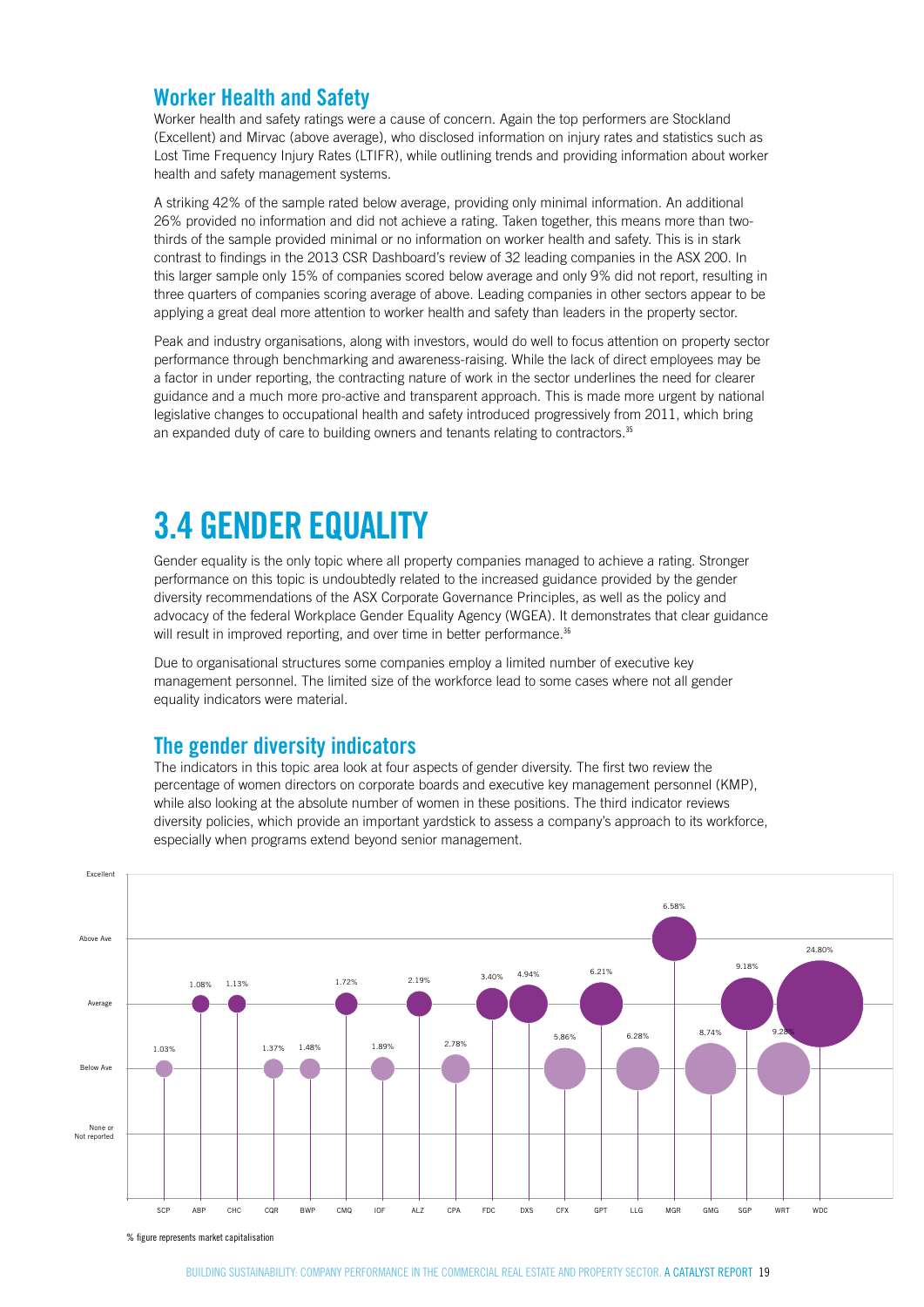## Worker Health and Safety

Worker health and safety ratings were a cause of concern. Again the top performers are Stockland (Excellent) and Mirvac (above average), who disclosed information on injury rates and statistics such as Lost Time Frequency Injury Rates (LTIFR), while outlining trends and providing information about worker health and safety management systems.

A striking 42% of the sample rated below average, providing only minimal information. An additional 26% provided no information and did not achieve a rating. Taken together, this means more than two-thirds of the sample provided minimal or no information on worker health and safety. This is in stark contrast to findings in the 2013 CSR Dashboard's review of 32 leading companies in the ASX 200. In this larger sample only 15% of companies scored below average and only 9% did not report, resulting in three quarters of companies scoring average of above. Leading companies in other sectors appear to be applying a great deal more attention to worker health and safety than leaders in the property sector.

Peak and industry organisations, along with investors, would do well to focus attention on property sector performance through benchmarking and awareness-raising. While the lack of direct employees may be a factor in under reporting, the contracting nature of work in the sector underlines the need for clearer guidance and a much more pro-active and transparent approach. This is made more urgent by national legislative changes to occupational health and safety introduced progressively from 2011, which bring an expanded duty of care to building owners and tenants relating to contractors.[35]

# 3.4 GENDER EQUALITY

Gender equality is the only topic where all property companies managed to achieve a rating. Stronger performance on this topic is undoubtedly related to the increased guidance provided by the gender diversity recommendations of the ASX Corporate Governance Principles, as well as the policy and advocacy of the federal Workplace Gender Equality Agency (WGEA). It demonstrates that clear guidance will result in improved reporting, and over time in better performance.[36]

Due to organisational structures some companies employ a limited number of executive key management personnel. The limited size of the workforce lead to some cases where not all gender equality indicators were material.

## The gender diversity indicators

The indicators in this topic area look at four aspects of gender diversity. The first two review the percentage of women directors on corporate boards and executive key management personnel (KMP), while also looking at the absolute number of women in these positions. The third indicator reviews diversity policies, which provide an important yardstick to assess a company's approach to its workforce, especially when programs extend beyond senior management.

| Company | Rating | Market capitalisation |
|---|---|---|
| SCP | Below Ave | 1.03% |
| ABP | Average | 1.08% |
| CHC | Average | 1.13% |
| CQR | Below Ave | 1.37% |
| BWP | Below Ave | 1.48% |
| CMQ | Average | 1.72% |
| IOF | Below Ave | 1.89% |
| ALZ | Average | 2.19% |
| CPA | Below Ave | 2.78% |
| FDC | Average | 3.40% |
| DXS | Average | 4.94% |
| CFX | Below Ave | 5.86% |
| GPT | Average | 6.21% |
| LLG | Below Ave | 6.28% |
| MGR | Above Ave | 6.58% |
| GMG | Below Ave | 8.74% |
| SGP | Average | 9.18% |
| WRT | Below Ave | 9.28% |
| WDC | Average | 24.80% |

% figure represents market capitalisation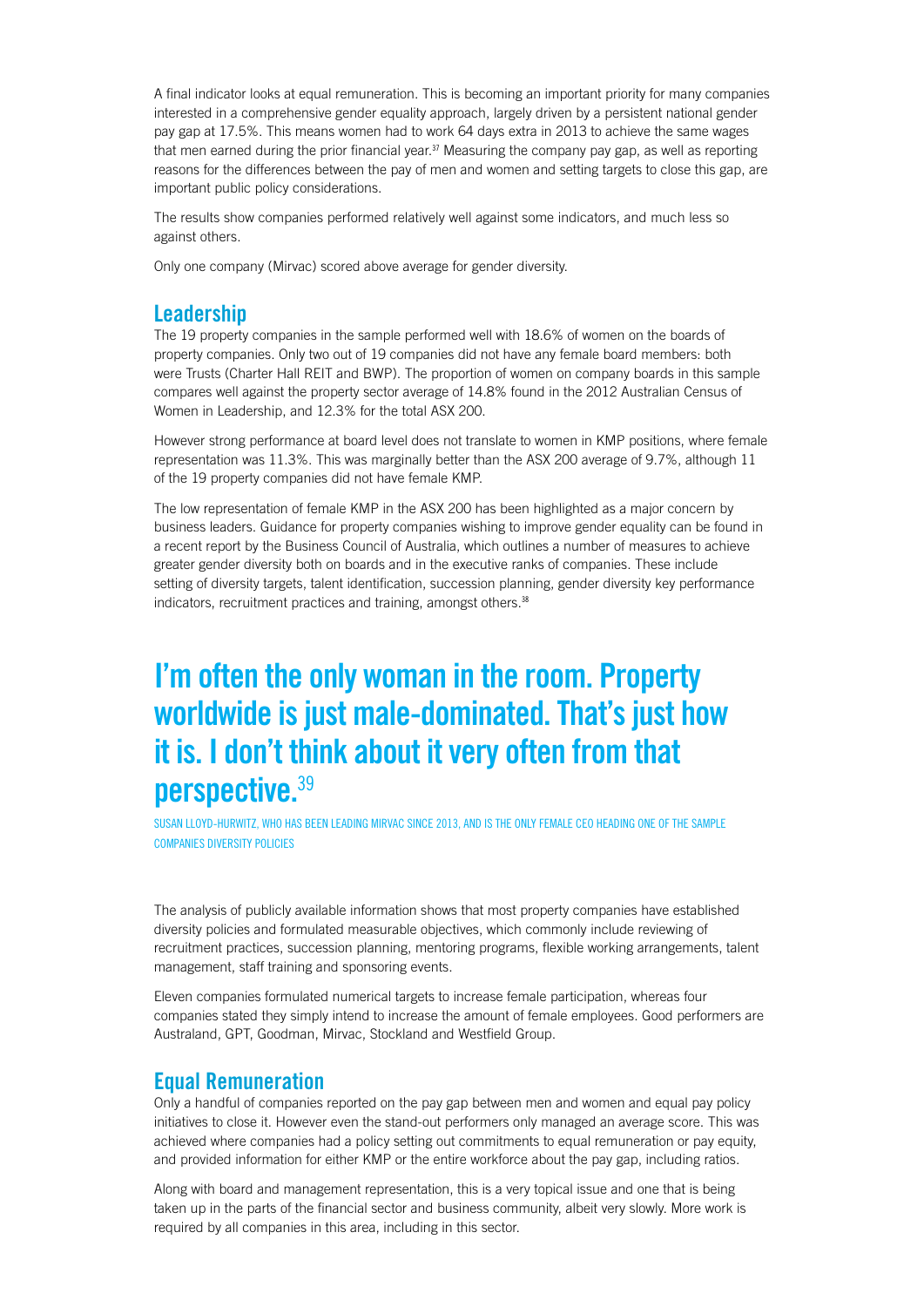A final indicator looks at equal remuneration. This is becoming an important priority for many companies interested in a comprehensive gender equality approach, largely driven by a persistent national gender pay gap at 17.5%. This means women had to work 64 days extra in 2013 to achieve the same wages that men earned during the prior financial year.[37] Measuring the company pay gap, as well as reporting reasons for the differences between the pay of men and women and setting targets to close this gap, are important public policy considerations.

The results show companies performed relatively well against some indicators, and much less so against others.

Only one company (Mirvac) scored above average for gender diversity.

## Leadership

The 19 property companies in the sample performed well with 18.6% of women on the boards of property companies. Only two out of 19 companies did not have any female board members: both were Trusts (Charter Hall REIT and BWP). The proportion of women on company boards in this sample compares well against the property sector average of 14.8% found in the 2012 Australian Census of Women in Leadership, and 12.3% for the total ASX 200.

However strong performance at board level does not translate to women in KMP positions, where female representation was 11.3%. This was marginally better than the ASX 200 average of 9.7%, although 11 of the 19 property companies did not have female KMP.

The low representation of female KMP in the ASX 200 has been highlighted as a major concern by business leaders. Guidance for property companies wishing to improve gender equality can be found in a recent report by the Business Council of Australia, which outlines a number of measures to achieve greater gender diversity both on boards and in the executive ranks of companies. These include setting of diversity targets, talent identification, succession planning, gender diversity key performance indicators, recruitment practices and training, amongst others.[38]

> **I'm often the only woman in the room. Property worldwide is just male-dominated. That's just how it is. I don't think about it very often from that perspective.**[39]
>
> SUSAN LLOYD-HURWITZ, WHO HAS BEEN LEADING MIRVAC SINCE 2013, AND IS THE ONLY FEMALE CEO HEADING ONE OF THE SAMPLE COMPANIES DIVERSITY POLICIES

The analysis of publicly available information shows that most property companies have established diversity policies and formulated measurable objectives, which commonly include reviewing of recruitment practices, succession planning, mentoring programs, flexible working arrangements, talent management, staff training and sponsoring events.

Eleven companies formulated numerical targets to increase female participation, whereas four companies stated they simply intend to increase the amount of female employees. Good performers are Australand, GPT, Goodman, Mirvac, Stockland and Westfield Group.

## Equal Remuneration

Only a handful of companies reported on the pay gap between men and women and equal pay policy initiatives to close it. However even the stand-out performers only managed an average score. This was achieved where companies had a policy setting out commitments to equal remuneration or pay equity, and provided information for either KMP or the entire workforce about the pay gap, including ratios.

Along with board and management representation, this is a very topical issue and one that is being taken up in the parts of the financial sector and business community, albeit very slowly. More work is required by all companies in this area, including in this sector.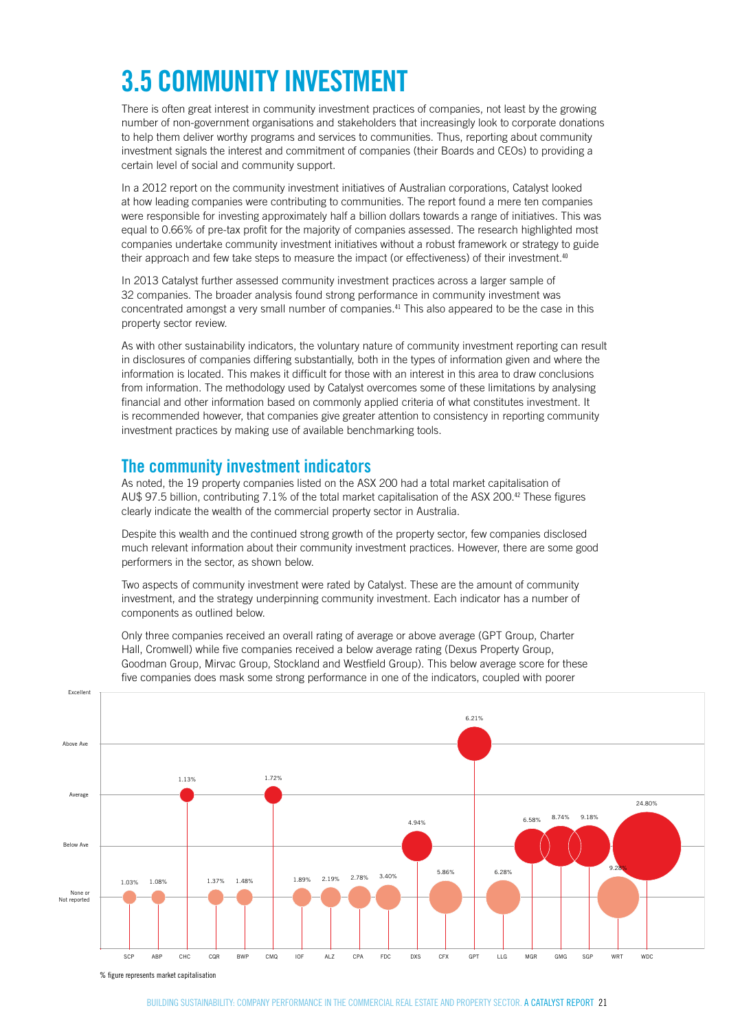# 3.5 COMMUNITY INVESTMENT

There is often great interest in community investment practices of companies, not least by the growing number of non-government organisations and stakeholders that increasingly look to corporate donations to help them deliver worthy programs and services to communities. Thus, reporting about community investment signals the interest and commitment of companies (their Boards and CEOs) to providing a certain level of social and community support.

In a 2012 report on the community investment initiatives of Australian corporations, Catalyst looked at how leading companies were contributing to communities. The report found a mere ten companies were responsible for investing approximately half a billion dollars towards a range of initiatives. This was equal to 0.66% of pre-tax profit for the majority of companies assessed. The research highlighted most companies undertake community investment initiatives without a robust framework or strategy to guide their approach and few take steps to measure the impact (or effectiveness) of their investment.[40]

In 2013 Catalyst further assessed community investment practices across a larger sample of 32 companies. The broader analysis found strong performance in community investment was concentrated amongst a very small number of companies.[41] This also appeared to be the case in this property sector review.

As with other sustainability indicators, the voluntary nature of community investment reporting can result in disclosures of companies differing substantially, both in the types of information given and where the information is located. This makes it difficult for those with an interest in this area to draw conclusions from information. The methodology used by Catalyst overcomes some of these limitations by analysing financial and other information based on commonly applied criteria of what constitutes investment. It is recommended however, that companies give greater attention to consistency in reporting community investment practices by making use of available benchmarking tools.

## The community investment indicators

As noted, the 19 property companies listed on the ASX 200 had a total market capitalisation of AU$ 97.5 billion, contributing 7.1% of the total market capitalisation of the ASX 200.[42] These figures clearly indicate the wealth of the commercial property sector in Australia.

Despite this wealth and the continued strong growth of the property sector, few companies disclosed much relevant information about their community investment practices. However, there are some good performers in the sector, as shown below.

Two aspects of community investment were rated by Catalyst. These are the amount of community investment, and the strategy underpinning community investment. Each indicator has a number of components as outlined below.

Only three companies received an overall rating of average or above average (GPT Group, Charter Hall, Cromwell) while five companies received a below average rating (Dexus Property Group, Goodman Group, Mirvac Group, Stockland and Westfield Group). This below average score for these five companies does mask some strong performance in one of the indicators, coupled with poorer

| Company | Rating | Market capitalisation |
|---|---|---|
| SCP | None or Not reported | 1.03% |
| ABP | None or Not reported | 1.08% |
| CHC | Average | 1.13% |
| CQR | None or Not reported | 1.37% |
| BWP | None or Not reported | 1.48% |
| CMQ | Average | 1.72% |
| IOF | None or Not reported | 1.89% |
| ALZ | None or Not reported | 2.19% |
| CPA | None or Not reported | 2.78% |
| FDC | None or Not reported | 3.40% |
| DXS | Below Ave | 4.94% |
| CFX | None or Not reported | 5.86% |
| GPT | Above Ave | 6.21% |
| LLG | None or Not reported | 6.28% |
| MGR | Below Ave | 6.58% |
| GMG | Below Ave | 8.74% |
| SGP | Below Ave | 9.18% |
| WRT | None or Not reported | 9.28% |
| WDC | Below Ave | 24.80% |

% figure represents market capitalisation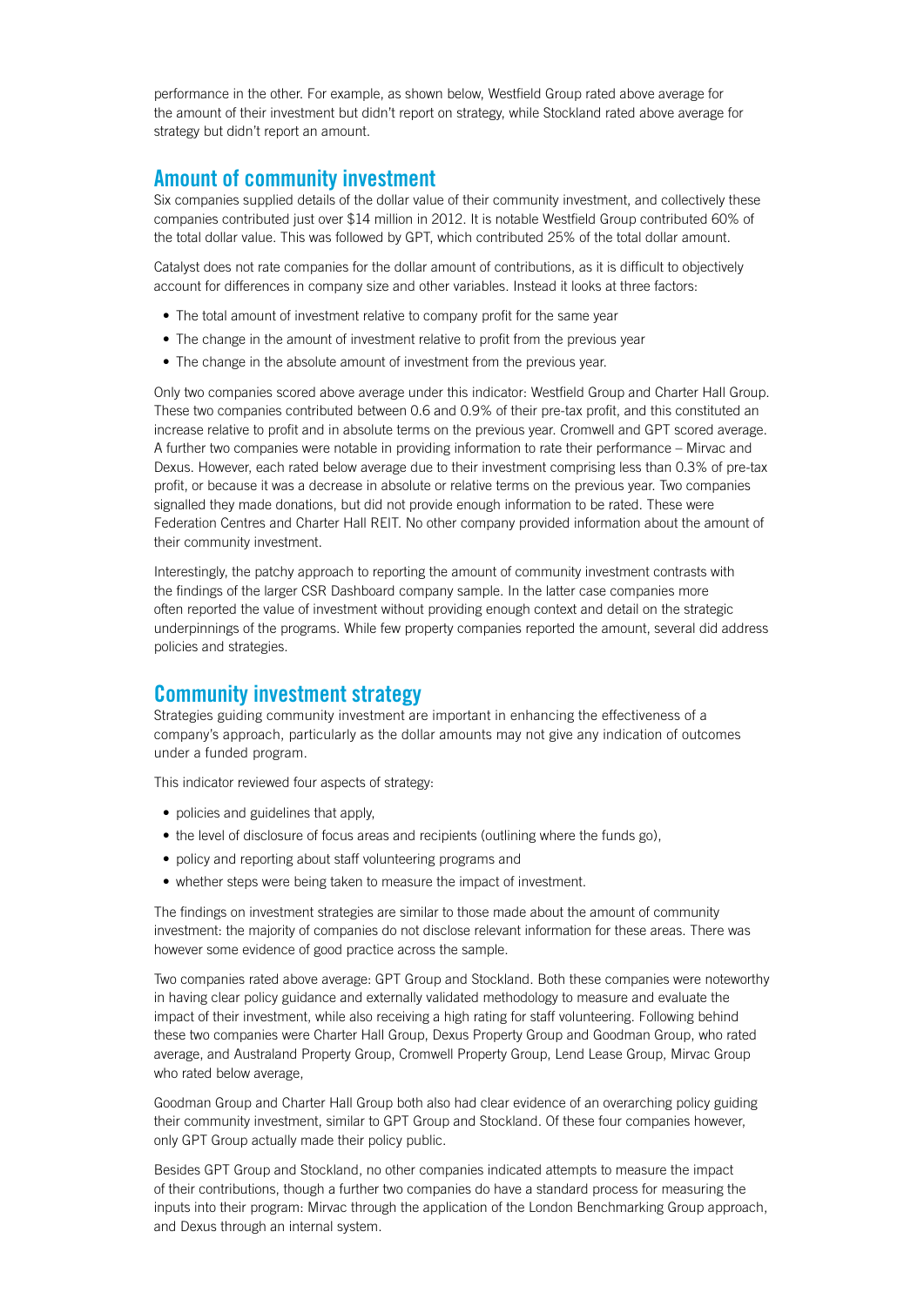performance in the other. For example, as shown below, Westfield Group rated above average for the amount of their investment but didn't report on strategy, while Stockland rated above average for strategy but didn't report an amount.

## Amount of community investment

Six companies supplied details of the dollar value of their community investment, and collectively these companies contributed just over $14 million in 2012. It is notable Westfield Group contributed 60% of the total dollar value. This was followed by GPT, which contributed 25% of the total dollar amount.

Catalyst does not rate companies for the dollar amount of contributions, as it is difficult to objectively account for differences in company size and other variables. Instead it looks at three factors:

- The total amount of investment relative to company profit for the same year
- The change in the amount of investment relative to profit from the previous year
- The change in the absolute amount of investment from the previous year.

Only two companies scored above average under this indicator: Westfield Group and Charter Hall Group. These two companies contributed between 0.6 and 0.9% of their pre-tax profit, and this constituted an increase relative to profit and in absolute terms on the previous year. Cromwell and GPT scored average. A further two companies were notable in providing information to rate their performance – Mirvac and Dexus. However, each rated below average due to their investment comprising less than 0.3% of pre-tax profit, or because it was a decrease in absolute or relative terms on the previous year. Two companies signalled they made donations, but did not provide enough information to be rated. These were Federation Centres and Charter Hall REIT. No other company provided information about the amount of their community investment.

Interestingly, the patchy approach to reporting the amount of community investment contrasts with the findings of the larger CSR Dashboard company sample. In the latter case companies more often reported the value of investment without providing enough context and detail on the strategic underpinnings of the programs. While few property companies reported the amount, several did address policies and strategies.

## Community investment strategy

Strategies guiding community investment are important in enhancing the effectiveness of a company's approach, particularly as the dollar amounts may not give any indication of outcomes under a funded program.

This indicator reviewed four aspects of strategy:

- policies and guidelines that apply,
- the level of disclosure of focus areas and recipients (outlining where the funds go),
- policy and reporting about staff volunteering programs and
- whether steps were being taken to measure the impact of investment.

The findings on investment strategies are similar to those made about the amount of community investment: the majority of companies do not disclose relevant information for these areas. There was however some evidence of good practice across the sample.

Two companies rated above average: GPT Group and Stockland. Both these companies were noteworthy in having clear policy guidance and externally validated methodology to measure and evaluate the impact of their investment, while also receiving a high rating for staff volunteering. Following behind these two companies were Charter Hall Group, Dexus Property Group and Goodman Group, who rated average, and Australand Property Group, Cromwell Property Group, Lend Lease Group, Mirvac Group who rated below average,

Goodman Group and Charter Hall Group both also had clear evidence of an overarching policy guiding their community investment, similar to GPT Group and Stockland. Of these four companies however, only GPT Group actually made their policy public.

Besides GPT Group and Stockland, no other companies indicated attempts to measure the impact of their contributions, though a further two companies do have a standard process for measuring the inputs into their program: Mirvac through the application of the London Benchmarking Group approach, and Dexus through an internal system.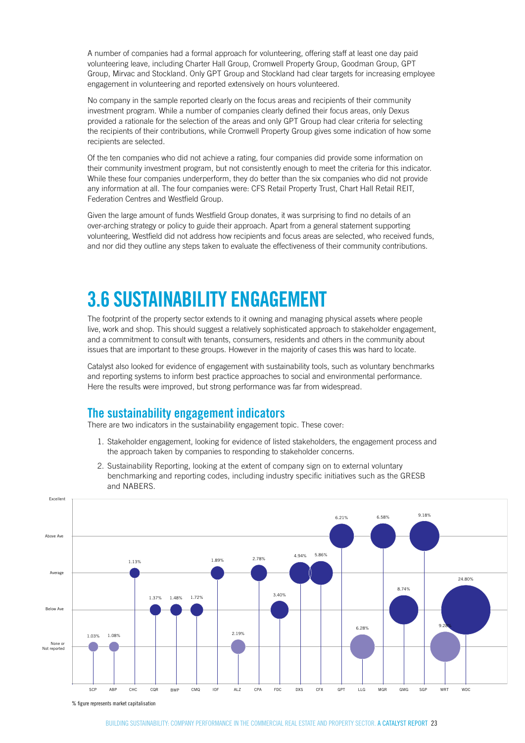A number of companies had a formal approach for volunteering, offering staff at least one day paid volunteering leave, including Charter Hall Group, Cromwell Property Group, Goodman Group, GPT Group, Mirvac and Stockland. Only GPT Group and Stockland had clear targets for increasing employee engagement in volunteering and reported extensively on hours volunteered.

No company in the sample reported clearly on the focus areas and recipients of their community investment program. While a number of companies clearly defined their focus areas, only Dexus provided a rationale for the selection of the areas and only GPT Group had clear criteria for selecting the recipients of their contributions, while Cromwell Property Group gives some indication of how some recipients are selected.

Of the ten companies who did not achieve a rating, four companies did provide some information on their community investment program, but not consistently enough to meet the criteria for this indicator. While these four companies underperform, they do better than the six companies who did not provide any information at all. The four companies were: CFS Retail Property Trust, Chart Hall Retail REIT, Federation Centres and Westfield Group.

Given the large amount of funds Westfield Group donates, it was surprising to find no details of an over-arching strategy or policy to guide their approach. Apart from a general statement supporting volunteering, Westfield did not address how recipients and focus areas are selected, who received funds, and nor did they outline any steps taken to evaluate the effectiveness of their community contributions.

# 3.6 SUSTAINABILITY ENGAGEMENT

The footprint of the property sector extends to it owning and managing physical assets where people live, work and shop. This should suggest a relatively sophisticated approach to stakeholder engagement, and a commitment to consult with tenants, consumers, residents and others in the community about issues that are important to these groups. However in the majority of cases this was hard to locate.

Catalyst also looked for evidence of engagement with sustainability tools, such as voluntary benchmarks and reporting systems to inform best practice approaches to social and environmental performance. Here the results were improved, but strong performance was far from widespread.

## The sustainability engagement indicators

There are two indicators in the sustainability engagement topic. These cover:

1. Stakeholder engagement, looking for evidence of listed stakeholders, the engagement process and the approach taken by companies to responding to stakeholder concerns.
2. Sustainability Reporting, looking at the extent of company sign on to external voluntary benchmarking and reporting codes, including industry specific initiatives such as the GRESB and NABERS.

| Company | Market capitalisation | Rating |
|---|---|---|
| SCP | 1.03% | None or Not reported |
| ABP | 1.08% | None or Not reported |
| CHC | 1.13% | Average |
| CQR | 1.37% | Below Ave |
| BWP | 1.48% | Below Ave |
| CMQ | 1.72% | Below Ave |
| IOF | 1.89% | Average |
| ALZ | 2.19% | None or Not reported |
| CPA | 2.78% | Average |
| FDC | 3.40% | Below Ave |
| DXS | 4.94% | Average |
| CFX | 5.86% | Average |
| GPT | 6.21% | Above Ave |
| LLG | 6.28% | None or Not reported |
| MGR | 6.58% | Above Ave |
| GMG | 8.74% | Below Ave |
| SGP | 9.18% | Above Ave |
| WRT | 9.28% | None or Not reported |
| WDC | 24.80% | Below Ave |

% figure represents market capitalisation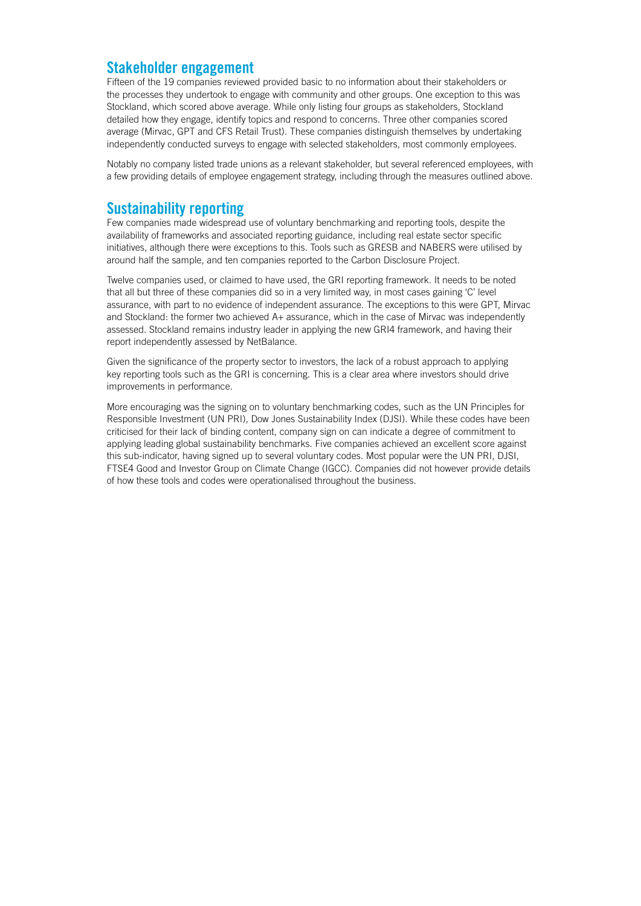## Stakeholder engagement

Fifteen of the 19 companies reviewed provided basic to no information about their stakeholders or the processes they undertook to engage with community and other groups. One exception to this was Stockland, which scored above average. While only listing four groups as stakeholders, Stockland detailed how they engage, identify topics and respond to concerns. Three other companies scored average (Mirvac, GPT and CFS Retail Trust). These companies distinguish themselves by undertaking independently conducted surveys to engage with selected stakeholders, most commonly employees.

Notably no company listed trade unions as a relevant stakeholder, but several referenced employees, with a few providing details of employee engagement strategy, including through the measures outlined above.

## Sustainability reporting

Few companies made widespread use of voluntary benchmarking and reporting tools, despite the availability of frameworks and associated reporting guidance, including real estate sector specific initiatives, although there were exceptions to this. Tools such as GRESB and NABERS were utilised by around half the sample, and ten companies reported to the Carbon Disclosure Project.

Twelve companies used, or claimed to have used, the GRI reporting framework. It needs to be noted that all but three of these companies did so in a very limited way, in most cases gaining 'C' level assurance, with part to no evidence of independent assurance. The exceptions to this were GPT, Mirvac and Stockland: the former two achieved A+ assurance, which in the case of Mirvac was independently assessed. Stockland remains industry leader in applying the new GRI4 framework, and having their report independently assessed by NetBalance.

Given the significance of the property sector to investors, the lack of a robust approach to applying key reporting tools such as the GRI is concerning. This is a clear area where investors should drive improvements in performance.

More encouraging was the signing on to voluntary benchmarking codes, such as the UN Principles for Responsible Investment (UN PRI), Dow Jones Sustainability Index (DJSI). While these codes have been criticised for their lack of binding content, company sign on can indicate a degree of commitment to applying leading global sustainability benchmarks. Five companies achieved an excellent score against this sub-indicator, having signed up to several voluntary codes. Most popular were the UN PRI, DJSI, FTSE4 Good and Investor Group on Climate Change (IGCC). Companies did not however provide details of how these tools and codes were operationalised throughout the business.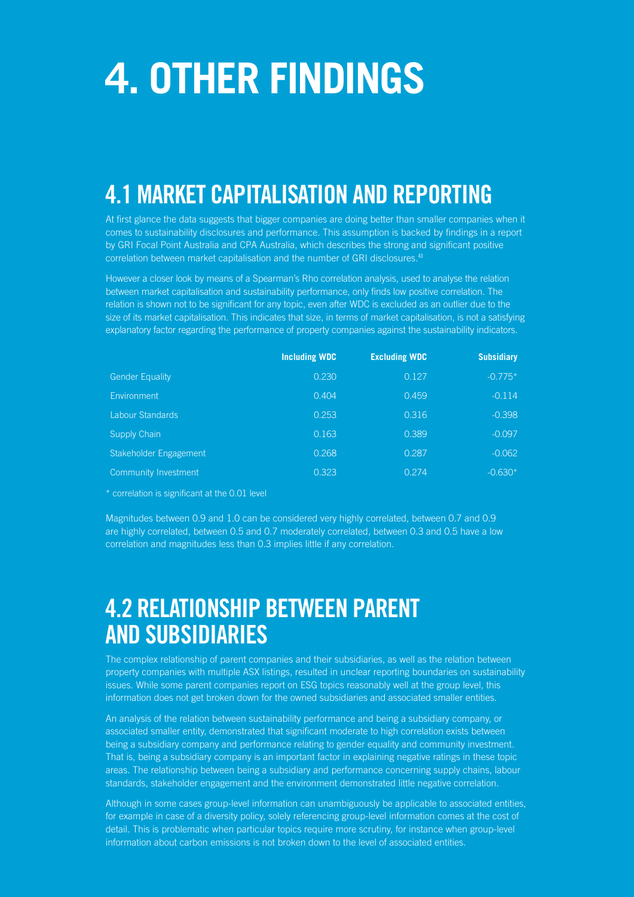# 4. OTHER FINDINGS

## 4.1 MARKET CAPITALISATION AND REPORTING

At first glance the data suggests that bigger companies are doing better than smaller companies when it comes to sustainability disclosures and performance. This assumption is backed by findings in a report by GRI Focal Point Australia and CPA Australia, which describes the strong and significant positive correlation between market capitalisation and the number of GRI disclosures.[43]

However a closer look by means of a Spearman's Rho correlation analysis, used to analyse the relation between market capitalisation and sustainability performance, only finds low positive correlation. The relation is shown not to be significant for any topic, even after WDC is excluded as an outlier due to the size of its market capitalisation. This indicates that size, in terms of market capitalisation, is not a satisfying explanatory factor regarding the performance of property companies against the sustainability indicators.

| | Including WDC | Excluding WDC | Subsidiary |
|---|---|---|---|
| Gender Equality | 0.230 | 0.127 | -0.775* |
| Environment | 0.404 | 0.459 | -0.114 |
| Labour Standards | 0.253 | 0.316 | -0.398 |
| Supply Chain | 0.163 | 0.389 | -0.097 |
| Stakeholder Engagement | 0.268 | 0.287 | -0.062 |
| Community Investment | 0.323 | 0.274 | -0.630* |

\* correlation is significant at the 0.01 level

Magnitudes between 0.9 and 1.0 can be considered very highly correlated, between 0.7 and 0.9 are highly correlated, between 0.5 and 0.7 moderately correlated, between 0.3 and 0.5 have a low correlation and magnitudes less than 0.3 implies little if any correlation.

## 4.2 RELATIONSHIP BETWEEN PARENT AND SUBSIDIARIES

The complex relationship of parent companies and their subsidiaries, as well as the relation between property companies with multiple ASX listings, resulted in unclear reporting boundaries on sustainability issues. While some parent companies report on ESG topics reasonably well at the group level, this information does not get broken down for the owned subsidiaries and associated smaller entities.

An analysis of the relation between sustainability performance and being a subsidiary company, or associated smaller entity, demonstrated that significant moderate to high correlation exists between being a subsidiary company and performance relating to gender equality and community investment. That is, being a subsidiary company is an important factor in explaining negative ratings in these topic areas. The relationship between being a subsidiary and performance concerning supply chains, labour standards, stakeholder engagement and the environment demonstrated little negative correlation.

Although in some cases group-level information can unambiguously be applicable to associated entities, for example in case of a diversity policy, solely referencing group-level information comes at the cost of detail. This is problematic when particular topics require more scrutiny, for instance when group-level information about carbon emissions is not broken down to the level of associated entities.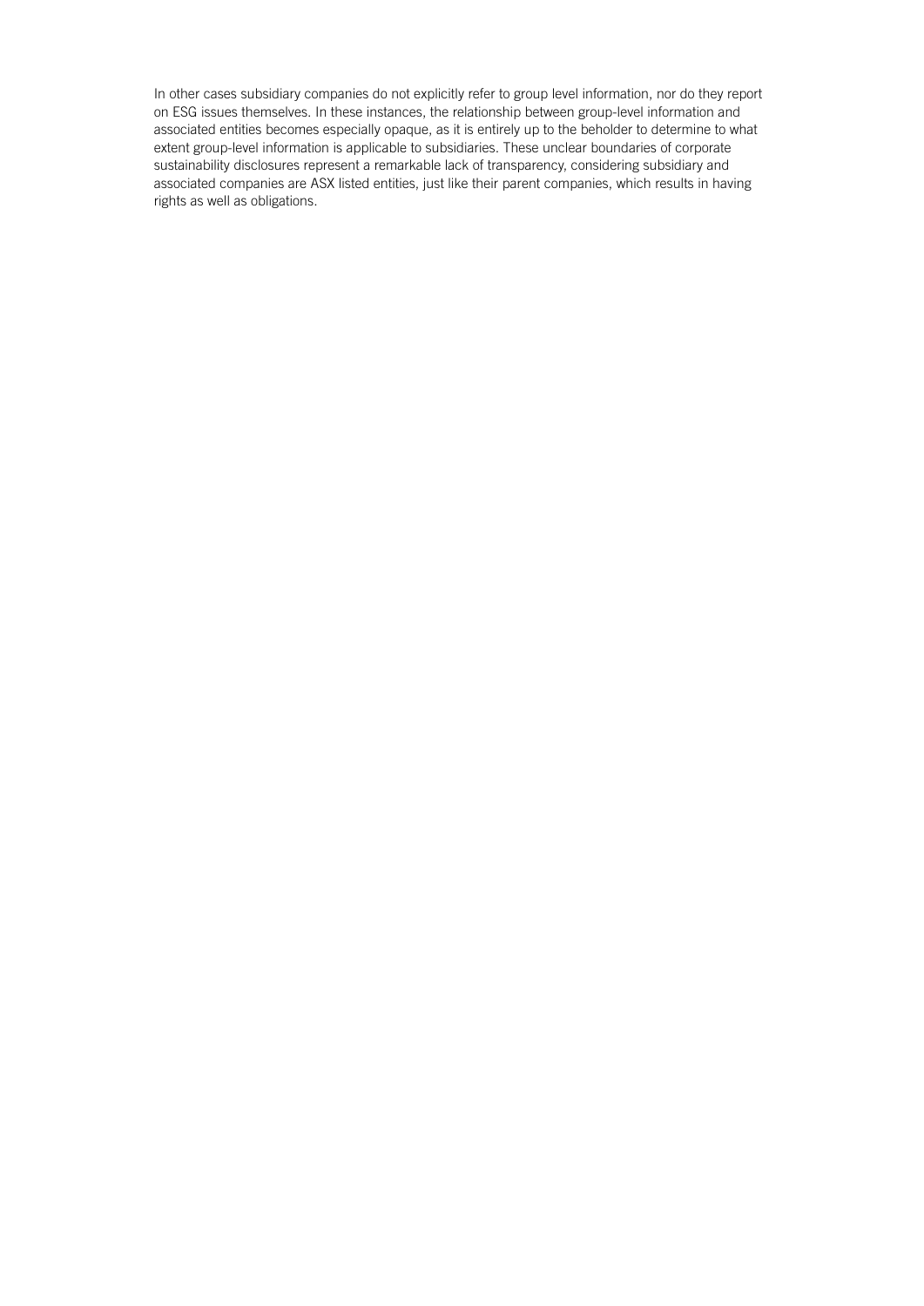In other cases subsidiary companies do not explicitly refer to group level information, nor do they report on ESG issues themselves. In these instances, the relationship between group-level information and associated entities becomes especially opaque, as it is entirely up to the beholder to determine to what extent group-level information is applicable to subsidiaries. These unclear boundaries of corporate sustainability disclosures represent a remarkable lack of transparency, considering subsidiary and associated companies are ASX listed entities, just like their parent companies, which results in having rights as well as obligations.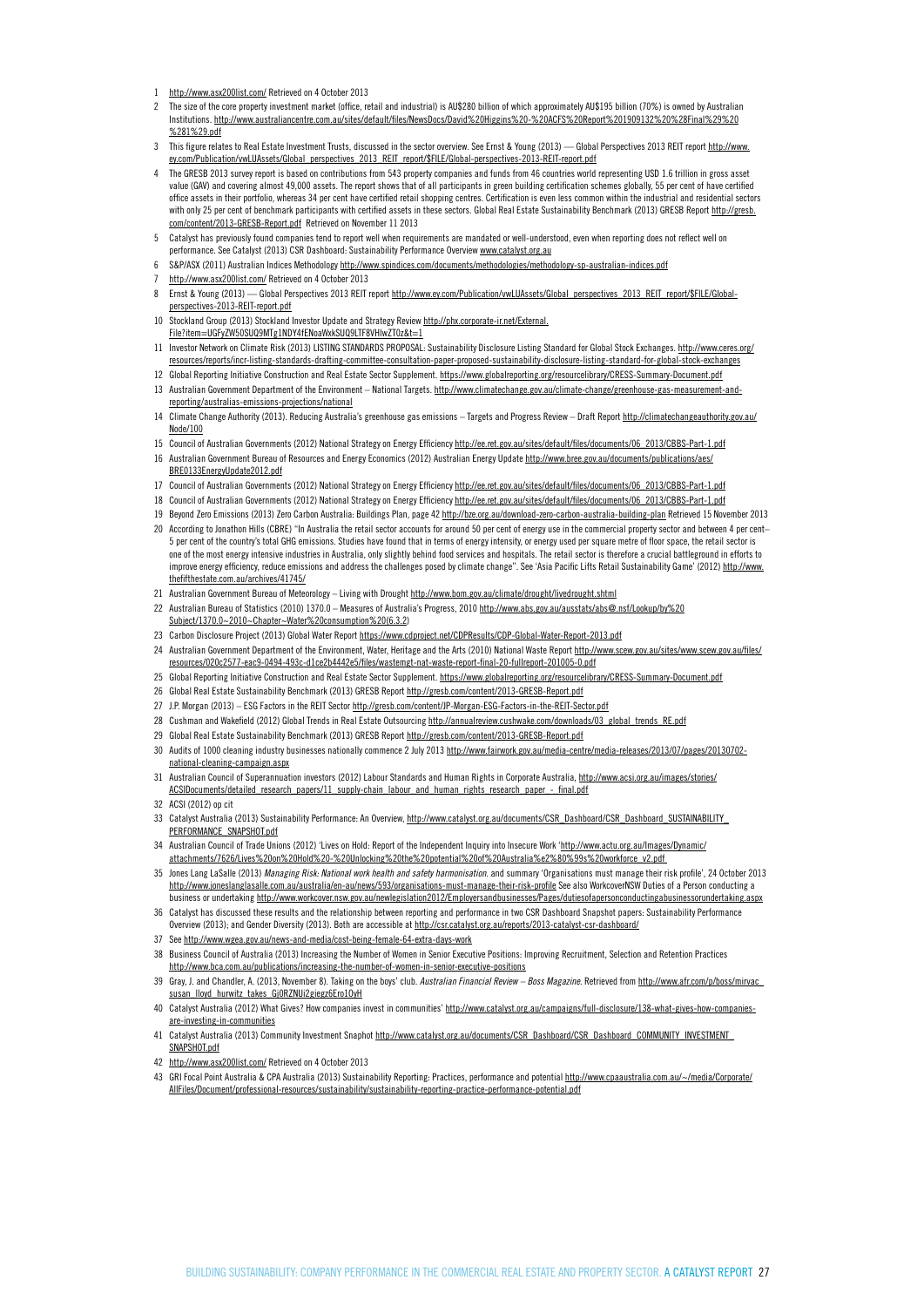1. http://www.asx200list.com/ Retrieved on 4 October 2013
2. The size of the core property investment market (office, retail and industrial) is AU$280 billion of which approximately AU$195 billion (70%) is owned by Australian Institutions. http://www.australiancentre.com.au/sites/default/files/NewsDocs/David%20Higgins%20-%20ACFS%20Report%201909132%20%28Final%29%20%281%29.pdf
3. This figure relates to Real Estate Investment Trusts, discussed in the sector overview. See Ernst & Young (2013) — Global Perspectives 2013 REIT report http://www.ey.com/Publication/vwLUAssets/Global_perspectives_2013_REIT_report/$FILE/Global-perspectives-2013-REIT-report.pdf
4. The GRESB 2013 survey report is based on contributions from 543 property companies and funds from 46 countries world representing USD 1.6 trillion in gross asset value (GAV) and covering almost 49,000 assets. The report shows that of all participants in green building certification schemes globally, 55 per cent of have certified office assets in their portfolio, whereas 34 per cent have certified retail shopping centres. Certification is even less common within the industrial and residential sectors with only 25 per cent of benchmark participants with certified assets in these sectors. Global Real Estate Sustainability Benchmark (2013) GRESB Report http://gresb.com/content/2013-GRESB-Report.pdf Retrieved on November 11 2013
5. Catalyst has previously found companies tend to report well when requirements are mandated or well-understood, even when reporting does not reflect well on performance. See Catalyst (2013) CSR Dashboard: Sustainability Performance Overview www.catalyst.org.au
6. S&P/ASX (2011) Australian Indices Methodology http://www.spindices.com/documents/methodologies/methodology-sp-australian-indices.pdf
7. http://www.asx200list.com/ Retrieved on 4 October 2013
8. Ernst & Young (2013) — Global Perspectives 2013 REIT report http://www.ey.com/Publication/vwLUAssets/Global_perspectives_2013_REIT_report/$FILE/Global-perspectives-2013-REIT-report.pdf
10. Stockland Group (2013) Stockland Investor Update and Strategy Review http://phx.corporate-ir.net/External.File?item=UGFyZW50SUQ9MTg1NDY4fENoaWxkSUQ9LTF8VHlwZT0z&t=1
11. Investor Network on Climate Risk (2013) LISTING STANDARDS PROPOSAL: Sustainability Disclosure Listing Standard for Global Stock Exchanges. http://www.ceres.org/resources/reports/incr-listing-standards-drafting-committee-consultation-paper-proposed-sustainability-disclosure-listing-standard-for-global-stock-exchanges
12. Global Reporting Initiative Construction and Real Estate Sector Supplement. https://www.globalreporting.org/resourcelibrary/CRESS-Summary-Document.pdf
13. Australian Government Department of the Environment – National Targets. http://www.climatechange.gov.au/climate-change/greenhouse-gas-measurement-and-reporting/australias-emissions-projections/national
14. Climate Change Authority (2013). Reducing Australia's greenhouse gas emissions – Targets and Progress Review – Draft Report http://climatechangeauthority.gov.au/Node/100
15. Council of Australian Governments (2012) National Strategy on Energy Efficiency http://ee.ret.gov.au/sites/default/files/documents/06_2013/CBBS-Part-1.pdf
16. Australian Government Bureau of Resources and Energy Economics (2012) Australian Energy Update http://www.bree.gov.au/documents/publications/aes/BRE0133EnergyUpdate2012.pdf
17. Council of Australian Governments (2012) National Strategy on Energy Efficiency http://ee.ret.gov.au/sites/default/files/documents/06_2013/CBBS-Part-1.pdf
18. Council of Australian Governments (2012) National Strategy on Energy Efficiency http://ee.ret.gov.au/sites/default/files/documents/06_2013/CBBS-Part-1.pdf
19. Beyond Zero Emissions (2013) Zero Carbon Australia: Buildings Plan, page 42 http://bze.org.au/download-zero-carbon-australia-building-plan Retrieved 15 November 2013
20. According to Jonathon Hills (CBRE) "In Australia the retail sector accounts for around 50 per cent of energy use in the commercial property sector and between 4 per cent–5 per cent of the country's total GHG emissions. Studies have found that in terms of energy intensity, or energy used per square metre of floor space, the retail sector is one of the most energy intensive industries in Australia, only slightly behind food services and hospitals. The retail sector is therefore a crucial battleground in efforts to improve energy efficiency, reduce emissions and address the challenges posed by climate change". See 'Asia Pacific Lifts Retail Sustainability Game' (2012) http://www.thefifthestate.com.au/archives/41745/
21. Australian Government Bureau of Meteorology – Living with Drought http://www.bom.gov.au/climate/drought/livedrought.shtml
22. Australian Bureau of Statistics (2010) 1370.0 – Measures of Australia's Progress, 2010 http://www.abs.gov.au/ausstats/abs@.nsf/Lookup/by%20Subject/1370.0~2010~Chapter~Water%20consumption%20(6.3.2)
23. Carbon Disclosure Project (2013) Global Water Report https://www.cdproject.net/CDPResults/CDP-Global-Water-Report-2013.pdf
24. Australian Government Department of the Environment, Water, Heritage and the Arts (2010) National Waste Report http://www.scew.gov.au/sites/www.scew.gov.au/files/resources/020c2577-eac9-0494-493c-d1ce2b4442e5/files/wastemgt-nat-waste-report-final-20-fullreport-201005-0.pdf
25. Global Reporting Initiative Construction and Real Estate Sector Supplement. https://www.globalreporting.org/resourcelibrary/CRESS-Summary-Document.pdf
26. Global Real Estate Sustainability Benchmark (2013) GRESB Report http://gresb.com/content/2013-GRESB-Report.pdf
27. J.P. Morgan (2013) – ESG Factors in the REIT Sector http://gresb.com/content/JP-Morgan-ESG-Factors-in-the-REIT-Sector.pdf
28. Cushman and Wakefield (2012) Global Trends in Real Estate Outsourcing http://annualreview.cushwake.com/downloads/03_global_trends_RE.pdf
29. Global Real Estate Sustainability Benchmark (2013) GRESB Report http://gresb.com/content/2013-GRESB-Report.pdf
30. Audits of 1000 cleaning industry businesses nationally commence 2 July 2013 http://www.fairwork.gov.au/media-centre/media-releases/2013/07/pages/20130702-national-cleaning-campaign.aspx
31. Australian Council of Superannuation investors (2012) Labour Standards and Human Rights in Corporate Australia, http://www.acsi.org.au/images/stories/ACSIDocuments/detailed_research_papers/11_supply-chain_labour_and_human_rights_research_paper_-_final.pdf
32. ACSI (2012) op cit
33. Catalyst Australia (2013) Sustainability Performance: An Overview, http://www.catalyst.org.au/documents/CSR_Dashboard/CSR_Dashboard_SUSTAINABILITY_PERFORMANCE_SNAPSHOT.pdf
34. Australian Council of Trade Unions (2012) 'Lives on Hold: Report of the Independent Inquiry into Insecure Work 'http://www.actu.org.au/Images/Dynamic/attachments/7626/Lives%20on%20Hold%20-%20Unlocking%20the%20potential%20of%20Australia%e2%80%99s%20workforce_v2.pdf
35. Jones Lang LaSalle (2013) *Managing Risk: National work health and safety harmonisation.* and summary 'Organisations must manage their risk profile', 24 October 2013 http://www.joneslanglasalle.com.au/australia/en-au/news/593/organisations-must-manage-their-risk-profile See also WorkcoverNSW Duties of a Person conducting a business or undertaking http://www.workcover.nsw.gov.au/newlegislation2012/Employersandbusinesses/Pages/dutiesofapersonconductingabusinessorundertaking.aspx
36. Catalyst has discussed these results and the relationship between reporting and performance in two CSR Dashboard Snapshot papers: Sustainability Performance Overview (2013); and Gender Diversity (2013). Both are accessible at http://csr.catalyst.org.au/reports/2013-catalyst-csr-dashboard/
37. See http://www.wgea.gov.au/news-and-media/cost-being-female-64-extra-days-work
38. Business Council of Australia (2013) Increasing the Number of Women in Senior Executive Positions: Improving Recruitment, Selection and Retention Practices http://www.bca.com.au/publications/increasing-the-number-of-women-in-senior-executive-positions
39. Gray, J. and Chandler, A. (2013, November 8). Taking on the boys' club. *Australian Financial Review – Boss Magazine.* Retrieved from http://www.afr.com/p/boss/mirvac_susan_lloyd_hurwitz_takes_Gj0RZNUi2giegz6Ero1OyH
40. Catalyst Australia (2012) What Gives? How companies invest in communities' http://www.catalyst.org.au/campaigns/full-disclosure/138-what-gives-how-companies-are-investing-in-communities
41. Catalyst Australia (2013) Community Investment Snaphot http://www.catalyst.org.au/documents/CSR_Dashboard/CSR_Dashboard_COMMUNITY_INVESTMENT_SNAPSHOT.pdf
42. http://www.asx200list.com/ Retrieved on 4 October 2013
43. GRI Focal Point Australia & CPA Australia (2013) Sustainability Reporting: Practices, performance and potential http://www.cpaaustralia.com.au/~/media/Corporate/AllFiles/Document/professional-resources/sustainability/sustainability-reporting-practice-performance-potential.pdf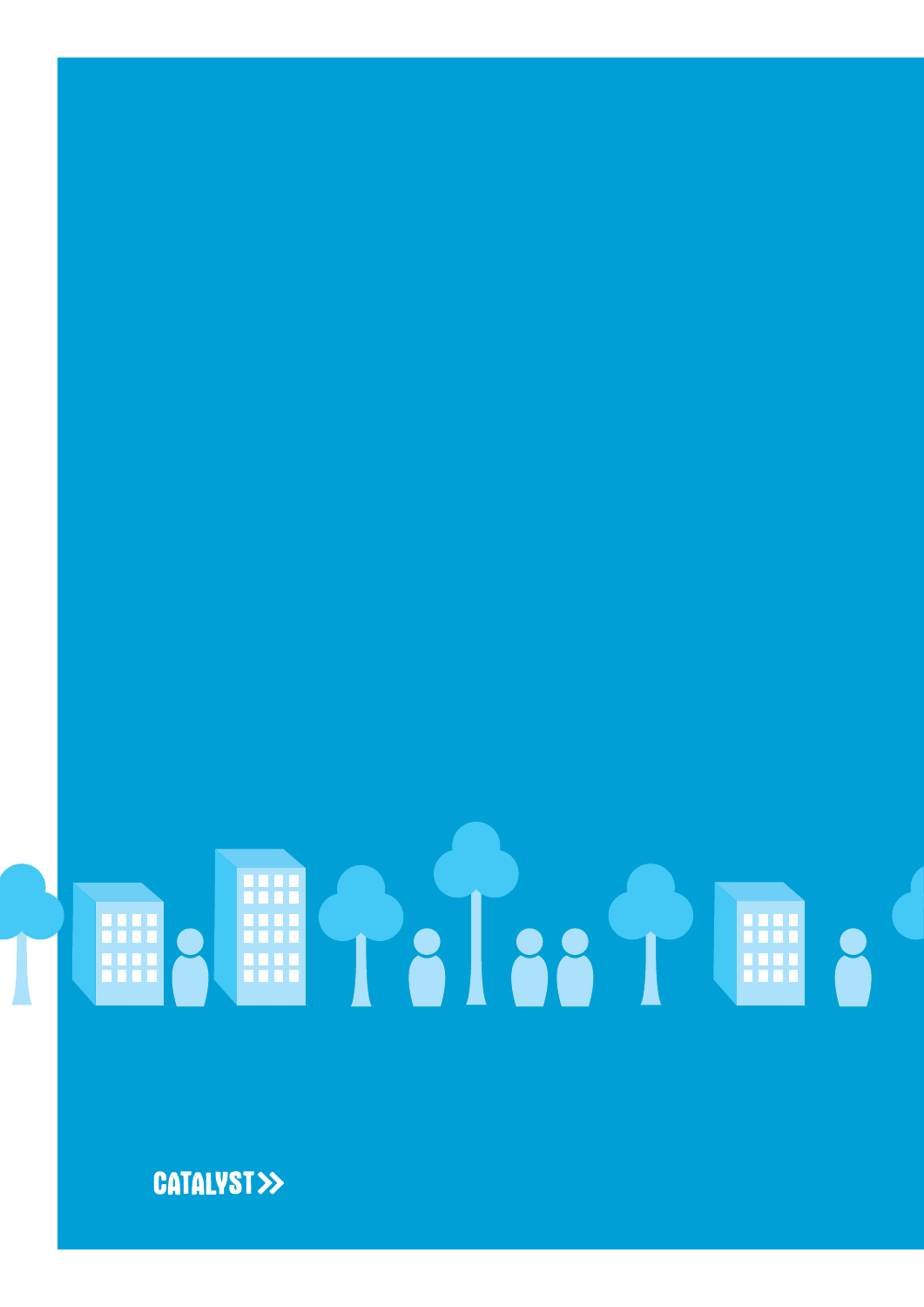CATALYST